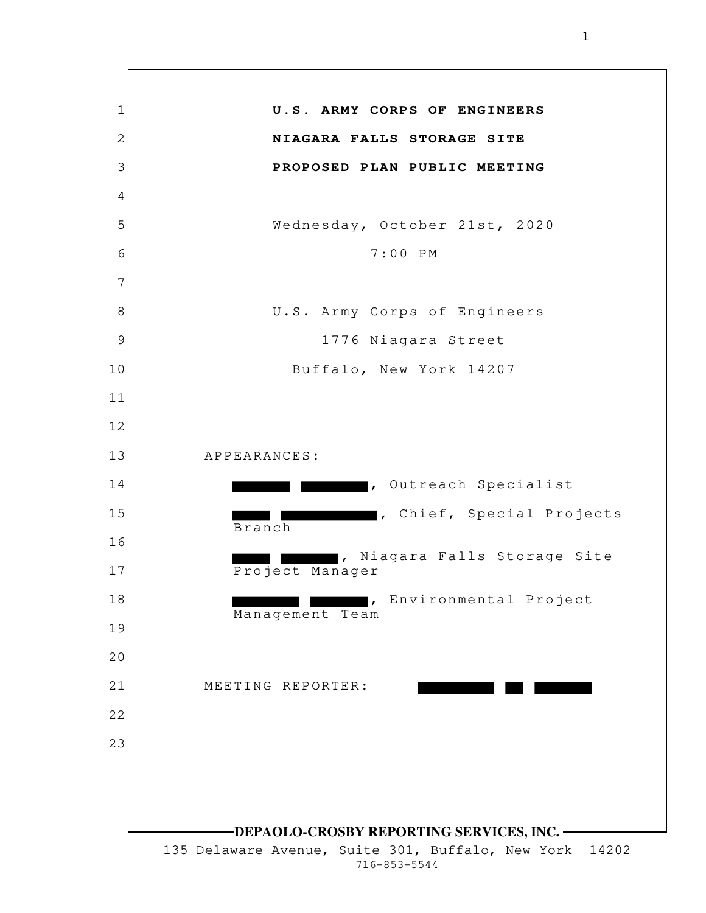**U.S. ARMY CORPS OF ENGINEERS**

**NIAGARA FALLS STORAGE SITE**

**PROPOSED PLAN PUBLIC MEETING**

Wednesday, October 21st, 2020

7:00 PM

U.S. Army Corps of Engineers

1776 Niagara Street

Buffalo, New York 14207

APPEARANCES:

█████ █████, Outreach Specialist

████ ████████, Chief, Special Projects Branch

████ █████, Niagara Falls Storage Site Project Manager

██████ █████, Environmental Project Management Team

MEETING REPORTER: ██████ ██ █████

**DEPAOLO-CROSBY REPORTING SERVICES, INC.**

135 Delaware Avenue, Suite 301, Buffalo, New York 14202

716-853-5544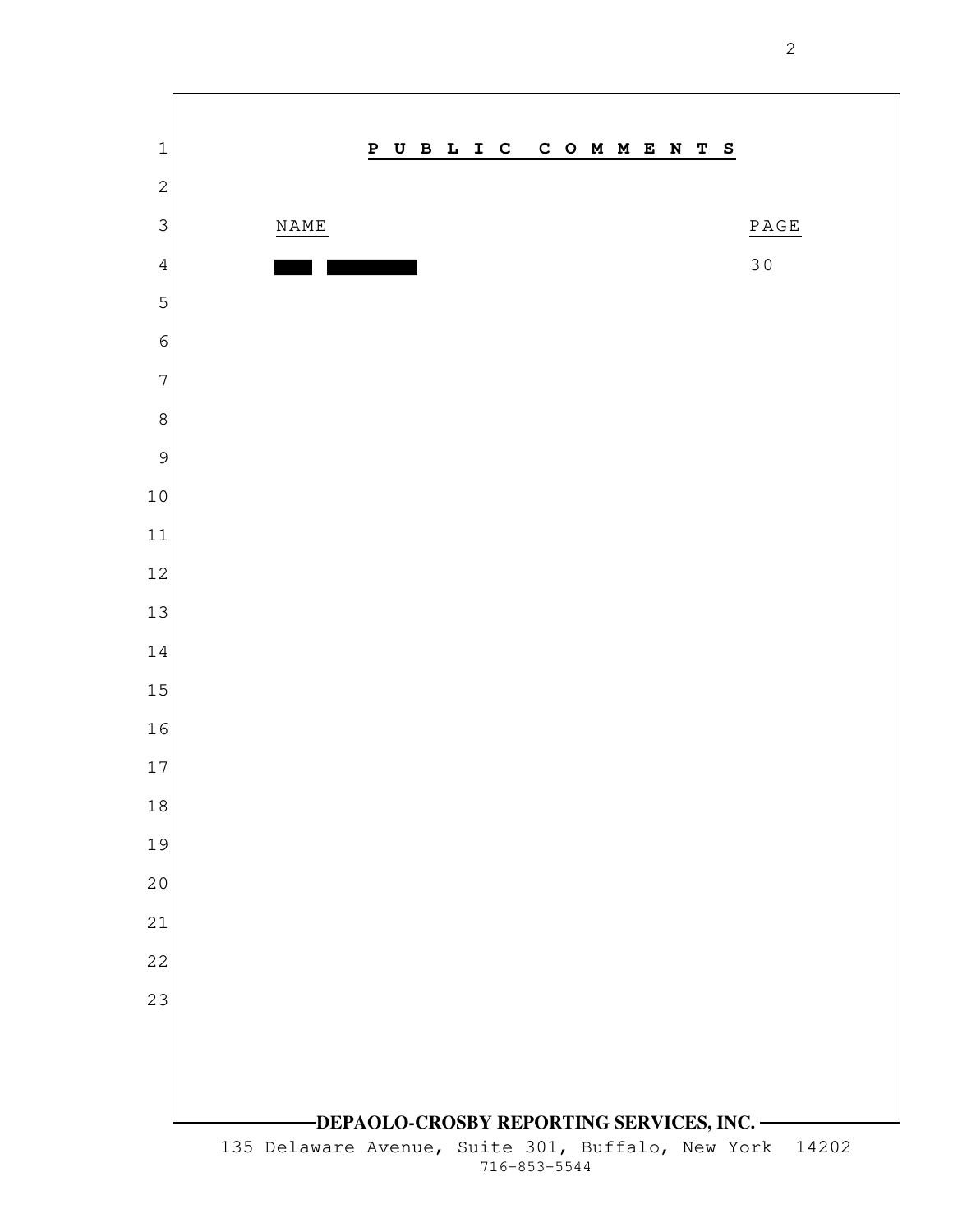# PUBLIC COMMENTS

| NAME | PAGE |
| --- | --- |
| ███ ██████ | 30 |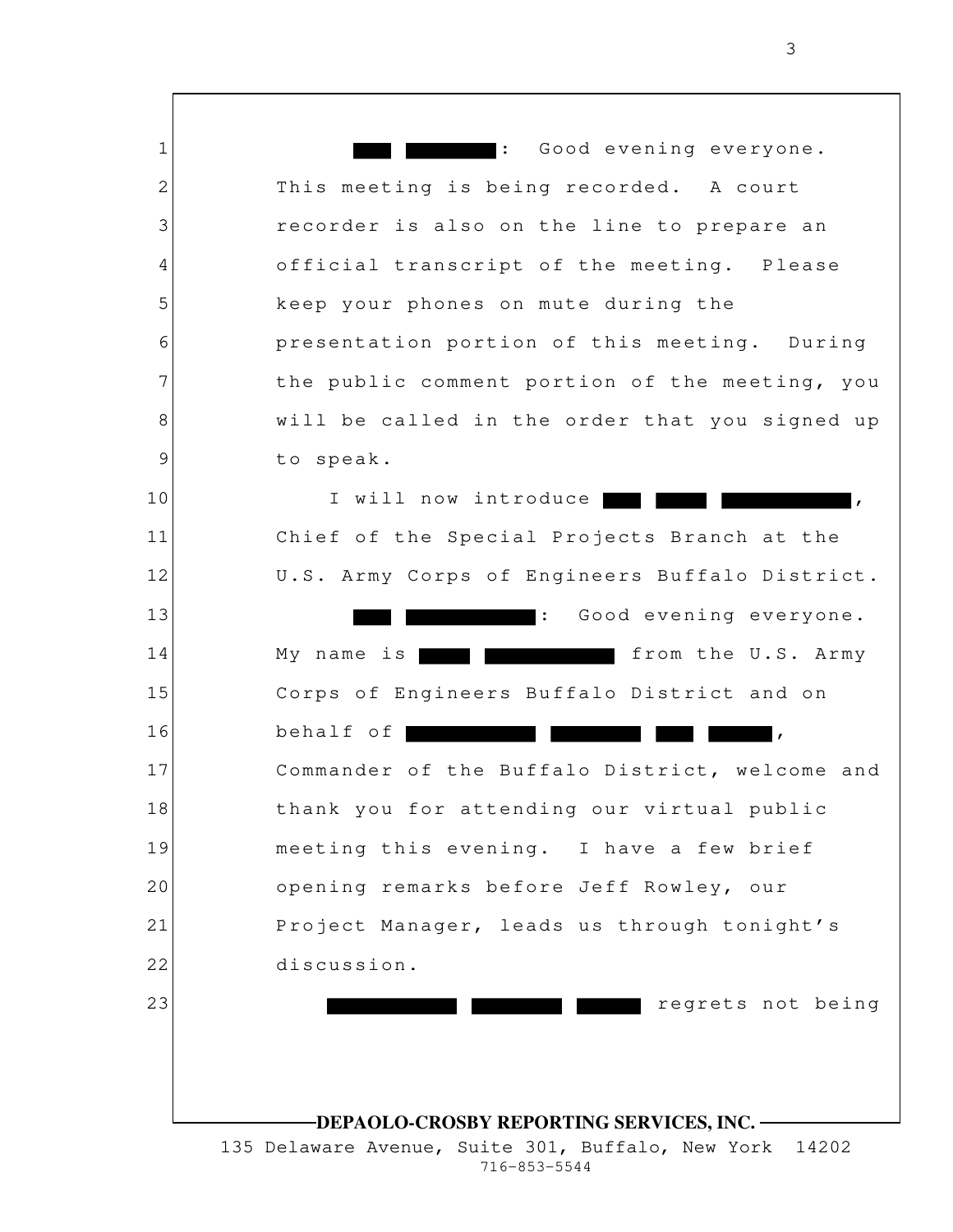: Good evening everyone. This meeting is being recorded. A court recorder is also on the line to prepare an official transcript of the meeting. Please keep your phones on mute during the presentation portion of this meeting. During the public comment portion of the meeting, you will be called in the order that you signed up to speak.

I will now introduce , Chief of the Special Projects Branch at the U.S. Army Corps of Engineers Buffalo District.

: Good evening everyone. My name is from the U.S. Army Corps of Engineers Buffalo District and on behalf of , Commander of the Buffalo District, welcome and thank you for attending our virtual public meeting this evening. I have a few brief opening remarks before Jeff Rowley, our Project Manager, leads us through tonight's discussion.

regrets not being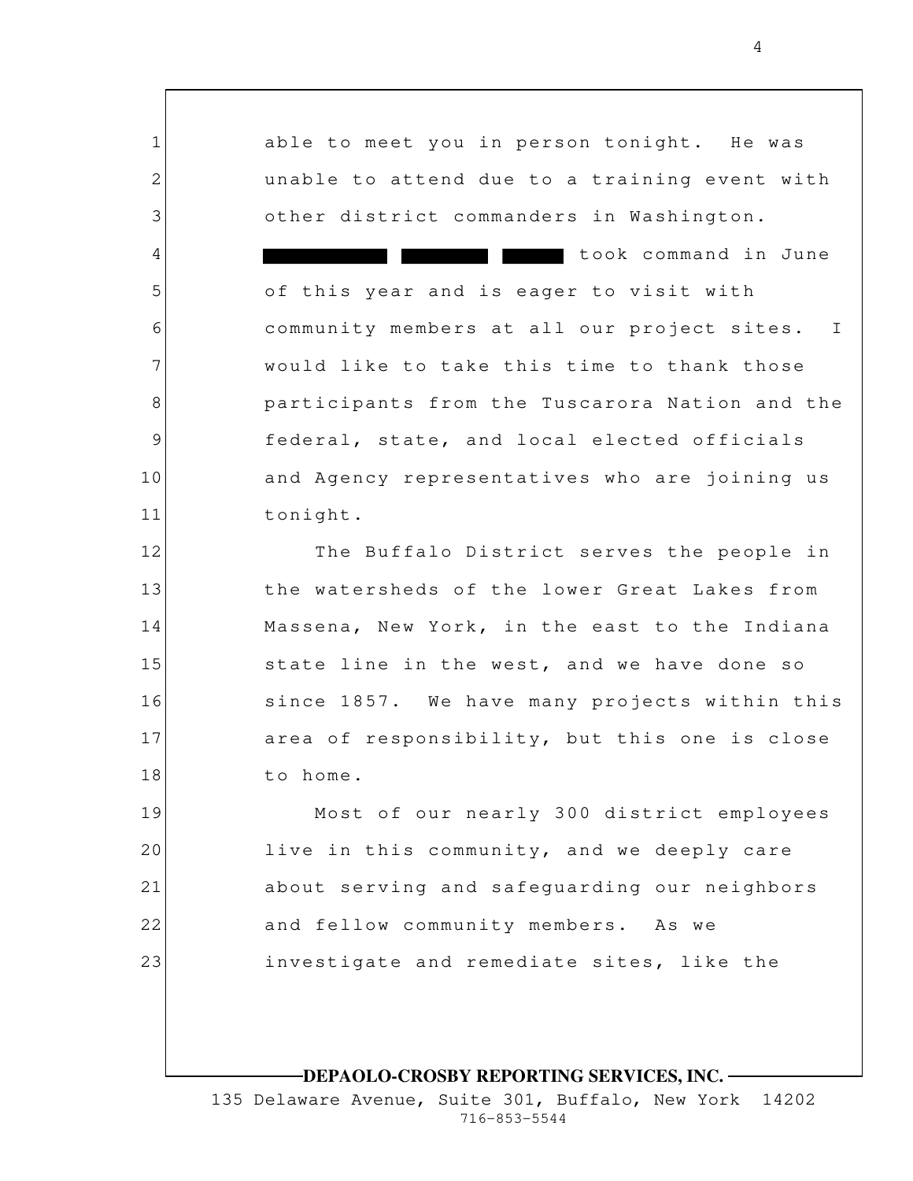able to meet you in person tonight. He was unable to attend due to a training event with other district commanders in Washington.

████ ████ ███ took command in June of this year and is eager to visit with community members at all our project sites. I would like to take this time to thank those participants from the Tuscarora Nation and the federal, state, and local elected officials and Agency representatives who are joining us tonight.

The Buffalo District serves the people in the watersheds of the lower Great Lakes from Massena, New York, in the east to the Indiana state line in the west, and we have done so since 1857. We have many projects within this area of responsibility, but this one is close to home.

Most of our nearly 300 district employees live in this community, and we deeply care about serving and safeguarding our neighbors and fellow community members. As we investigate and remediate sites, like the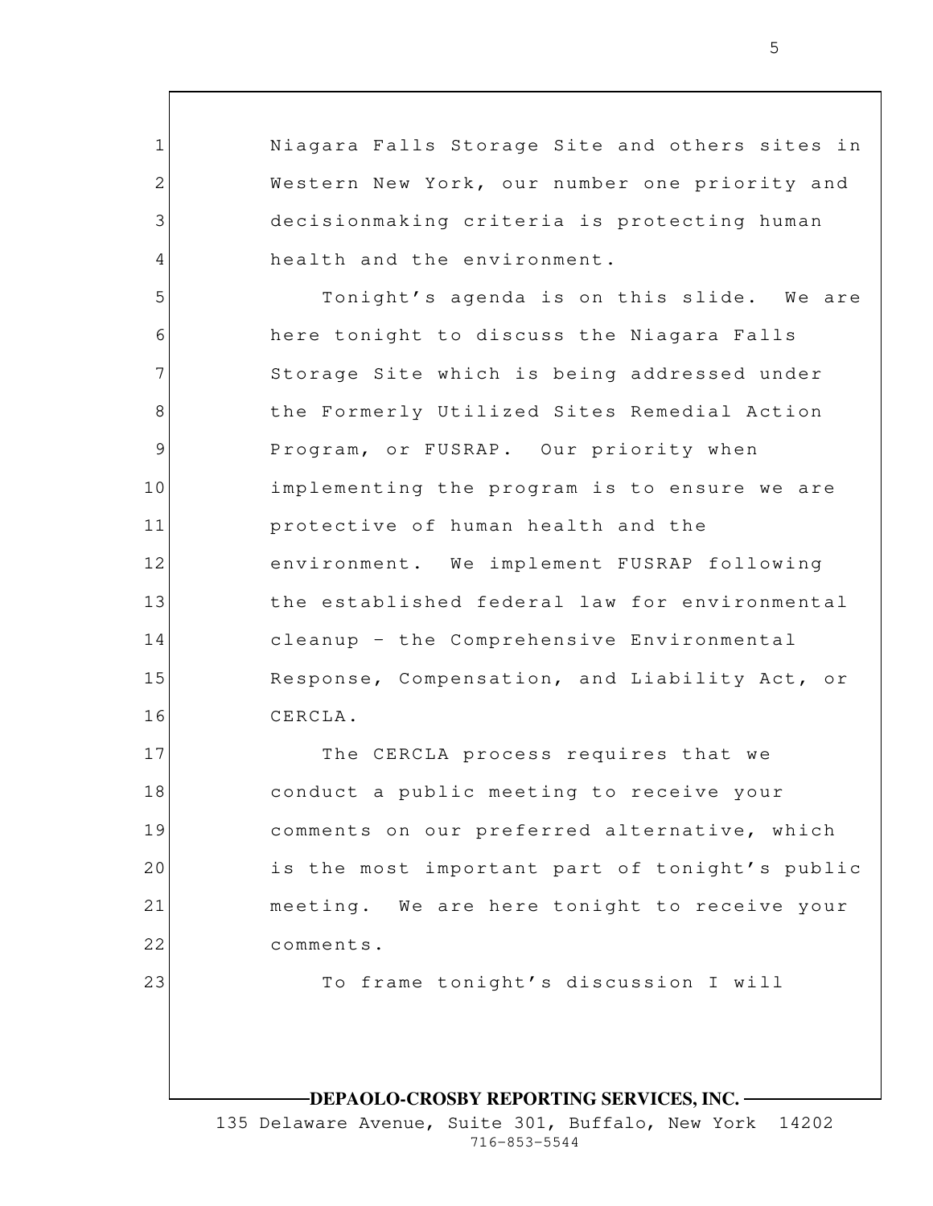Niagara Falls Storage Site and others sites in Western New York, our number one priority and decisionmaking criteria is protecting human health and the environment.

Tonight's agenda is on this slide. We are here tonight to discuss the Niagara Falls Storage Site which is being addressed under the Formerly Utilized Sites Remedial Action Program, or FUSRAP. Our priority when implementing the program is to ensure we are protective of human health and the environment. We implement FUSRAP following the established federal law for environmental cleanup – the Comprehensive Environmental Response, Compensation, and Liability Act, or CERCLA.

The CERCLA process requires that we conduct a public meeting to receive your comments on our preferred alternative, which is the most important part of tonight's public meeting. We are here tonight to receive your comments.

To frame tonight's discussion I will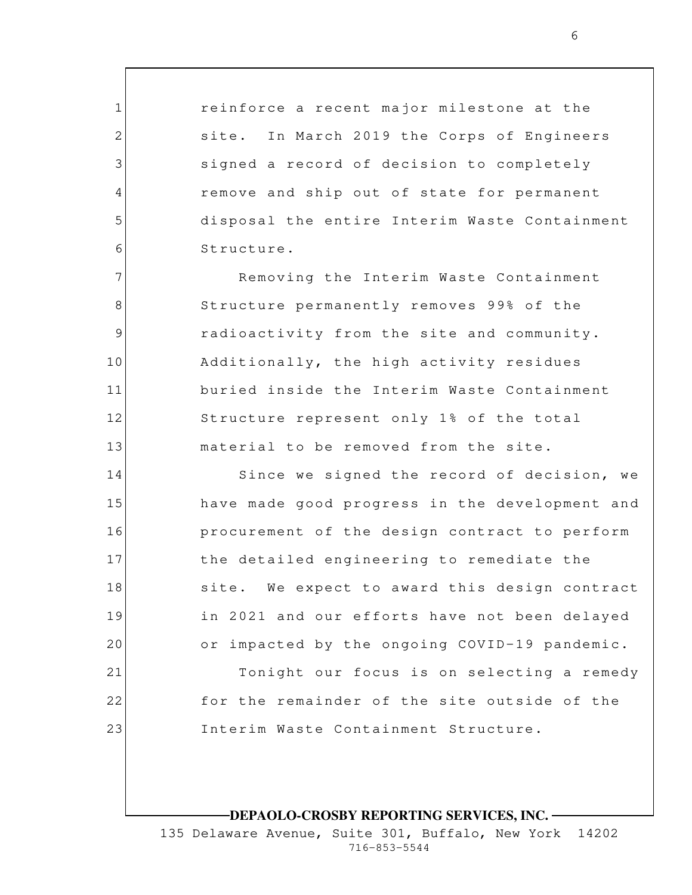reinforce a recent major milestone at the site. In March 2019 the Corps of Engineers signed a record of decision to completely remove and ship out of state for permanent disposal the entire Interim Waste Containment Structure.

Removing the Interim Waste Containment Structure permanently removes 99% of the radioactivity from the site and community. Additionally, the high activity residues buried inside the Interim Waste Containment Structure represent only 1% of the total material to be removed from the site.

Since we signed the record of decision, we have made good progress in the development and procurement of the design contract to perform the detailed engineering to remediate the site. We expect to award this design contract in 2021 and our efforts have not been delayed or impacted by the ongoing COVID-19 pandemic.

Tonight our focus is on selecting a remedy for the remainder of the site outside of the Interim Waste Containment Structure.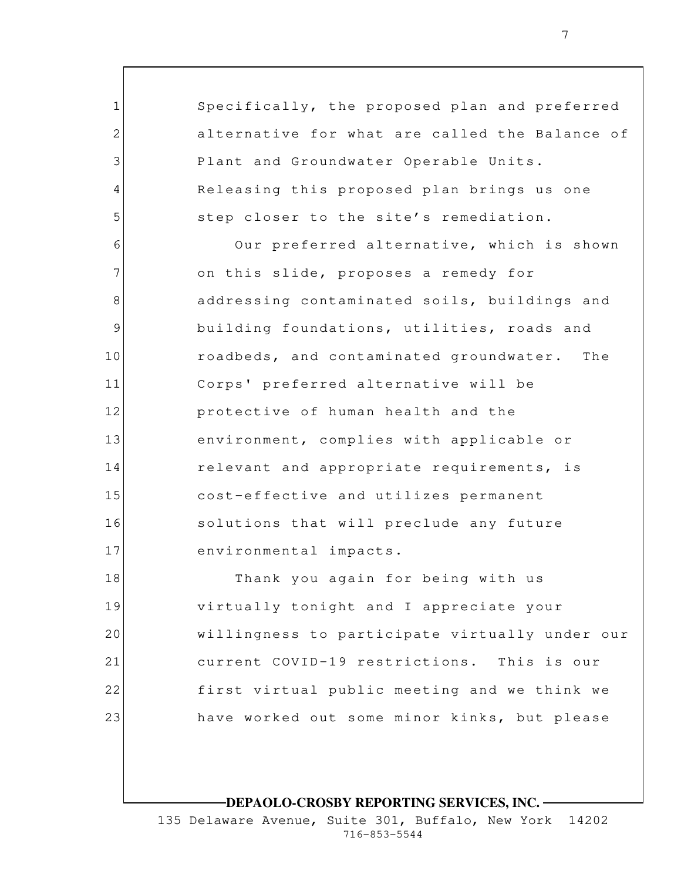Specifically, the proposed plan and preferred alternative for what are called the Balance of Plant and Groundwater Operable Units. Releasing this proposed plan brings us one step closer to the site's remediation.

Our preferred alternative, which is shown on this slide, proposes a remedy for addressing contaminated soils, buildings and building foundations, utilities, roads and roadbeds, and contaminated groundwater. The Corps' preferred alternative will be protective of human health and the environment, complies with applicable or relevant and appropriate requirements, is cost-effective and utilizes permanent solutions that will preclude any future environmental impacts.

Thank you again for being with us virtually tonight and I appreciate your willingness to participate virtually under our current COVID-19 restrictions. This is our first virtual public meeting and we think we have worked out some minor kinks, but please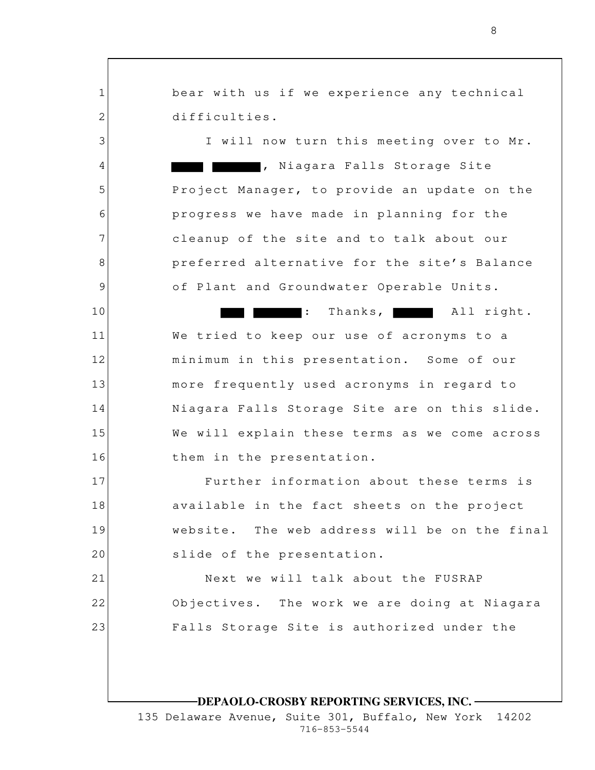bear with us if we experience any technical difficulties.

I will now turn this meeting over to Mr. ████ ██████, Niagara Falls Storage Site Project Manager, to provide an update on the progress we have made in planning for the cleanup of the site and to talk about our preferred alternative for the site's Balance of Plant and Groundwater Operable Units.

███ ██████: Thanks, █████ All right. We tried to keep our use of acronyms to a minimum in this presentation. Some of our more frequently used acronyms in regard to Niagara Falls Storage Site are on this slide. We will explain these terms as we come across them in the presentation.

Further information about these terms is available in the fact sheets on the project website. The web address will be on the final slide of the presentation.

Next we will talk about the FUSRAP Objectives. The work we are doing at Niagara Falls Storage Site is authorized under the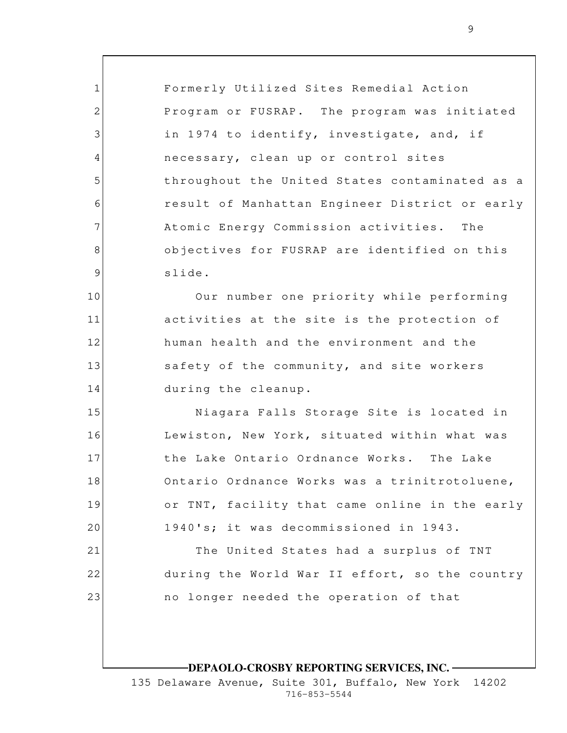Formerly Utilized Sites Remedial Action Program or FUSRAP. The program was initiated in 1974 to identify, investigate, and, if necessary, clean up or control sites throughout the United States contaminated as a result of Manhattan Engineer District or early Atomic Energy Commission activities. The objectives for FUSRAP are identified on this slide.

Our number one priority while performing activities at the site is the protection of human health and the environment and the safety of the community, and site workers during the cleanup.

Niagara Falls Storage Site is located in Lewiston, New York, situated within what was the Lake Ontario Ordnance Works. The Lake Ontario Ordnance Works was a trinitrotoluene, or TNT, facility that came online in the early 1940's; it was decommissioned in 1943.

The United States had a surplus of TNT during the World War II effort, so the country no longer needed the operation of that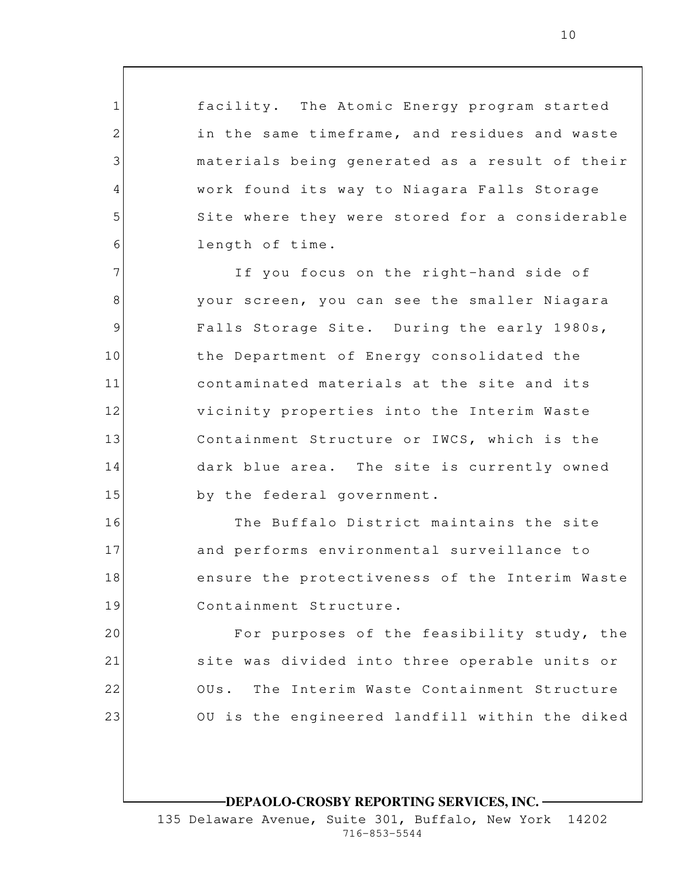facility. The Atomic Energy program started in the same timeframe, and residues and waste materials being generated as a result of their work found its way to Niagara Falls Storage Site where they were stored for a considerable length of time.

If you focus on the right-hand side of your screen, you can see the smaller Niagara Falls Storage Site. During the early 1980s, the Department of Energy consolidated the contaminated materials at the site and its vicinity properties into the Interim Waste Containment Structure or IWCS, which is the dark blue area. The site is currently owned by the federal government.

The Buffalo District maintains the site and performs environmental surveillance to ensure the protectiveness of the Interim Waste Containment Structure.

For purposes of the feasibility study, the site was divided into three operable units or OUs. The Interim Waste Containment Structure OU is the engineered landfill within the diked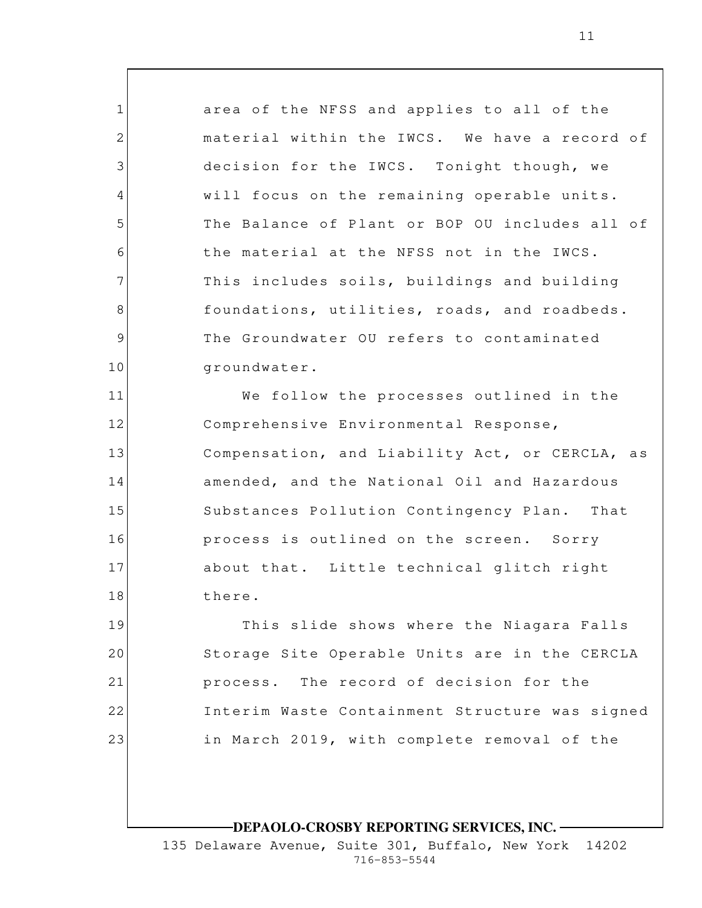area of the NFSS and applies to all of the material within the IWCS. We have a record of decision for the IWCS. Tonight though, we will focus on the remaining operable units. The Balance of Plant or BOP OU includes all of the material at the NFSS not in the IWCS. This includes soils, buildings and building foundations, utilities, roads, and roadbeds. The Groundwater OU refers to contaminated groundwater.

We follow the processes outlined in the Comprehensive Environmental Response, Compensation, and Liability Act, or CERCLA, as amended, and the National Oil and Hazardous Substances Pollution Contingency Plan. That process is outlined on the screen. Sorry about that. Little technical glitch right there.

This slide shows where the Niagara Falls Storage Site Operable Units are in the CERCLA process. The record of decision for the Interim Waste Containment Structure was signed in March 2019, with complete removal of the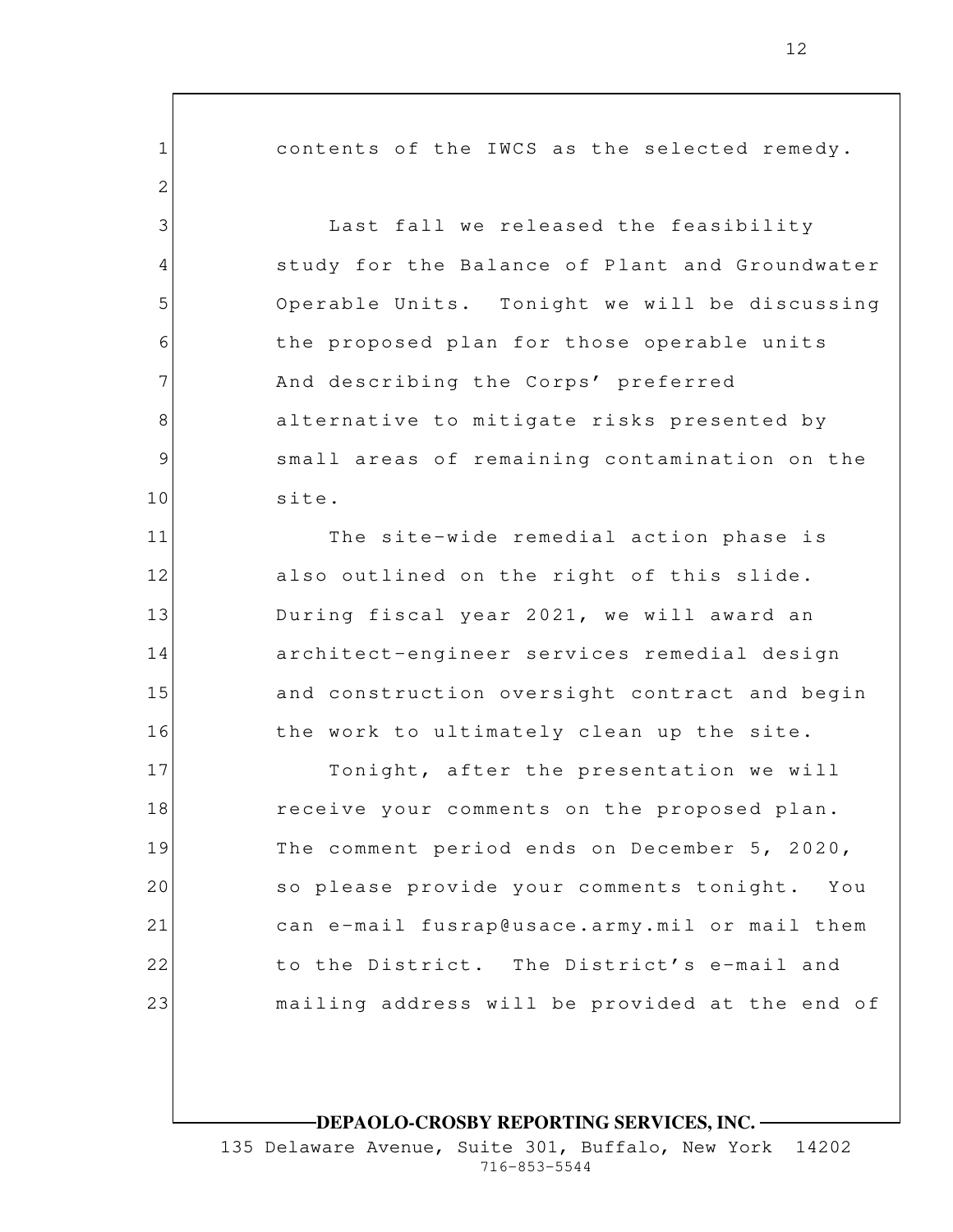contents of the IWCS as the selected remedy.

Last fall we released the feasibility study for the Balance of Plant and Groundwater Operable Units. Tonight we will be discussing the proposed plan for those operable units And describing the Corps' preferred alternative to mitigate risks presented by small areas of remaining contamination on the site.

The site-wide remedial action phase is also outlined on the right of this slide. During fiscal year 2021, we will award an architect-engineer services remedial design and construction oversight contract and begin the work to ultimately clean up the site.

Tonight, after the presentation we will receive your comments on the proposed plan. The comment period ends on December 5, 2020, so please provide your comments tonight. You can e-mail fusrap@usace.army.mil or mail them to the District. The District's e-mail and mailing address will be provided at the end of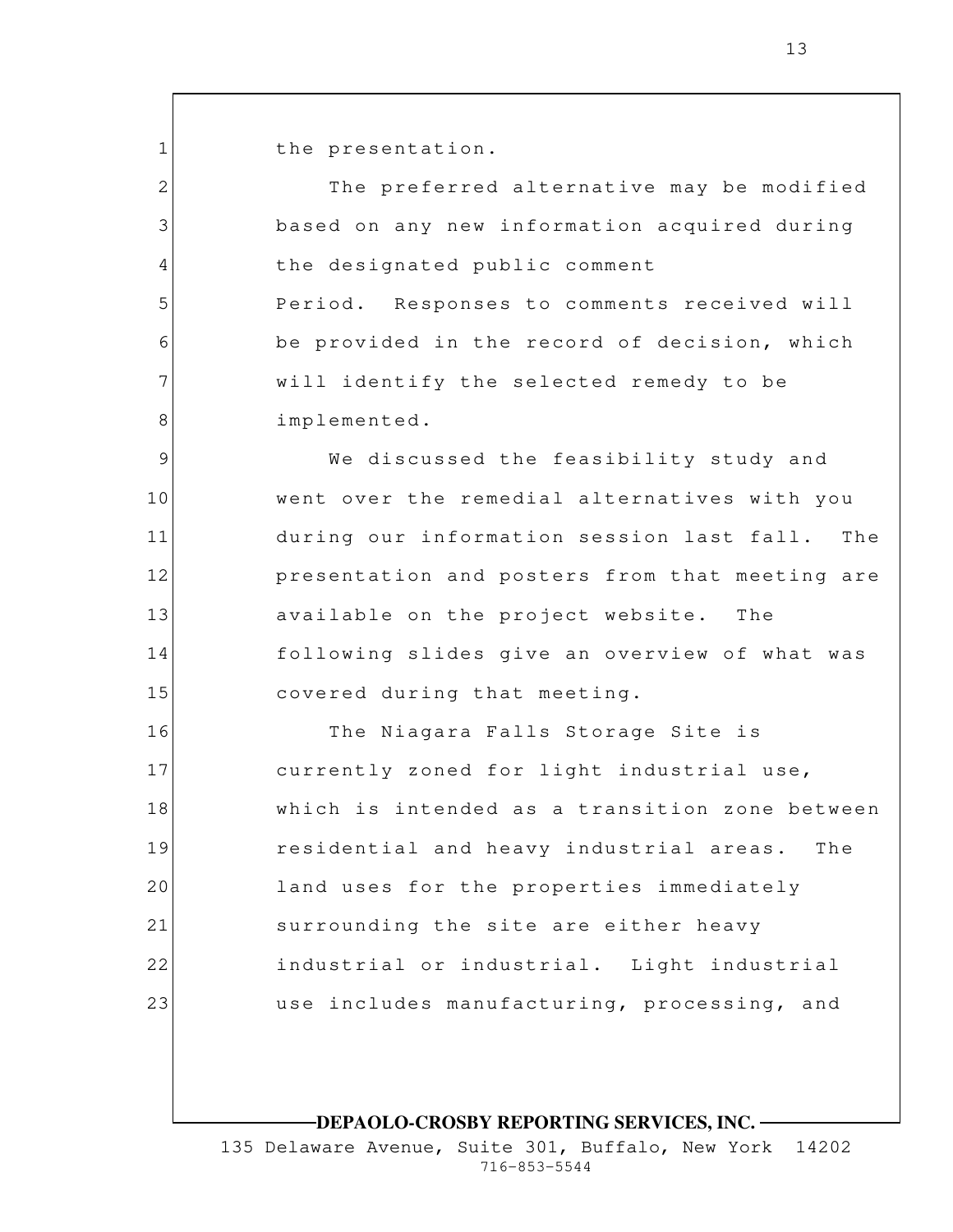the presentation.

The preferred alternative may be modified based on any new information acquired during the designated public comment Period. Responses to comments received will be provided in the record of decision, which will identify the selected remedy to be implemented.

We discussed the feasibility study and went over the remedial alternatives with you during our information session last fall. The presentation and posters from that meeting are available on the project website. The following slides give an overview of what was covered during that meeting.

The Niagara Falls Storage Site is currently zoned for light industrial use, which is intended as a transition zone between residential and heavy industrial areas. The land uses for the properties immediately surrounding the site are either heavy industrial or industrial. Light industrial use includes manufacturing, processing, and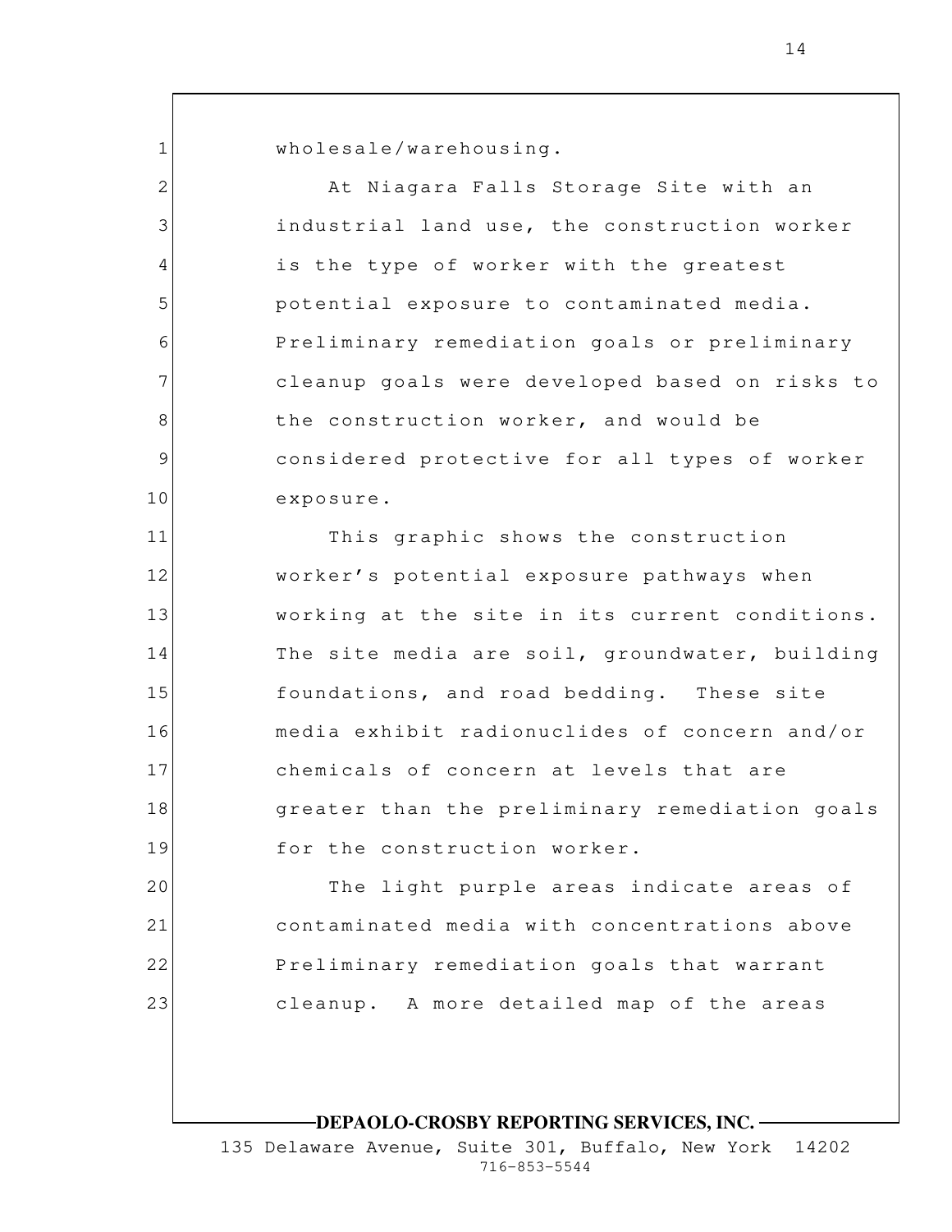wholesale/warehousing.

At Niagara Falls Storage Site with an industrial land use, the construction worker is the type of worker with the greatest potential exposure to contaminated media. Preliminary remediation goals or preliminary cleanup goals were developed based on risks to the construction worker, and would be considered protective for all types of worker exposure.

This graphic shows the construction worker's potential exposure pathways when working at the site in its current conditions. The site media are soil, groundwater, building foundations, and road bedding. These site media exhibit radionuclides of concern and/or chemicals of concern at levels that are greater than the preliminary remediation goals for the construction worker.

The light purple areas indicate areas of contaminated media with concentrations above Preliminary remediation goals that warrant cleanup. A more detailed map of the areas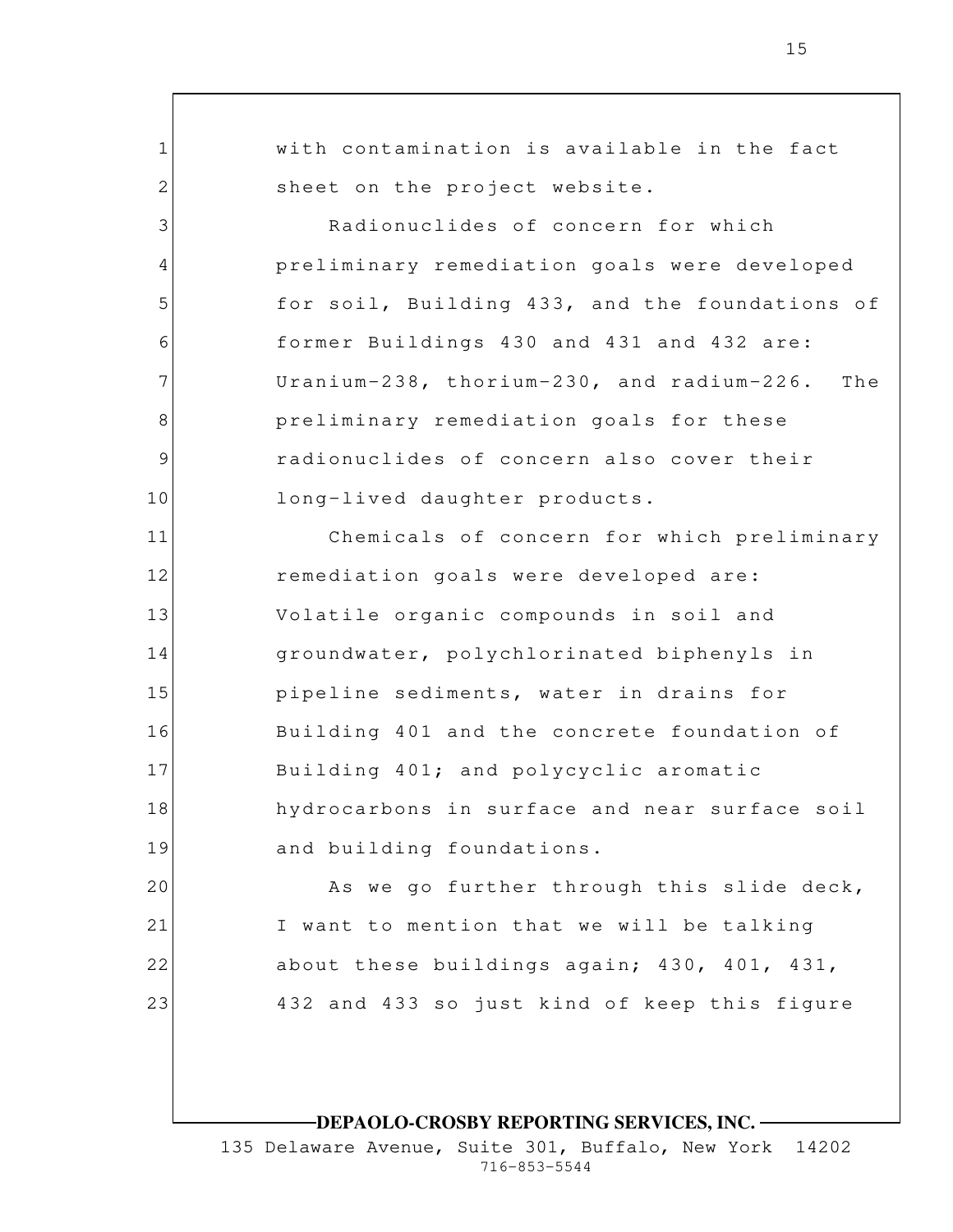with contamination is available in the fact sheet on the project website.

Radionuclides of concern for which preliminary remediation goals were developed for soil, Building 433, and the foundations of former Buildings 430 and 431 and 432 are: Uranium-238, thorium-230, and radium-226. The preliminary remediation goals for these radionuclides of concern also cover their long-lived daughter products.

Chemicals of concern for which preliminary remediation goals were developed are: Volatile organic compounds in soil and groundwater, polychlorinated biphenyls in pipeline sediments, water in drains for Building 401 and the concrete foundation of Building 401; and polycyclic aromatic hydrocarbons in surface and near surface soil and building foundations.

As we go further through this slide deck, I want to mention that we will be talking about these buildings again; 430, 401, 431, 432 and 433 so just kind of keep this figure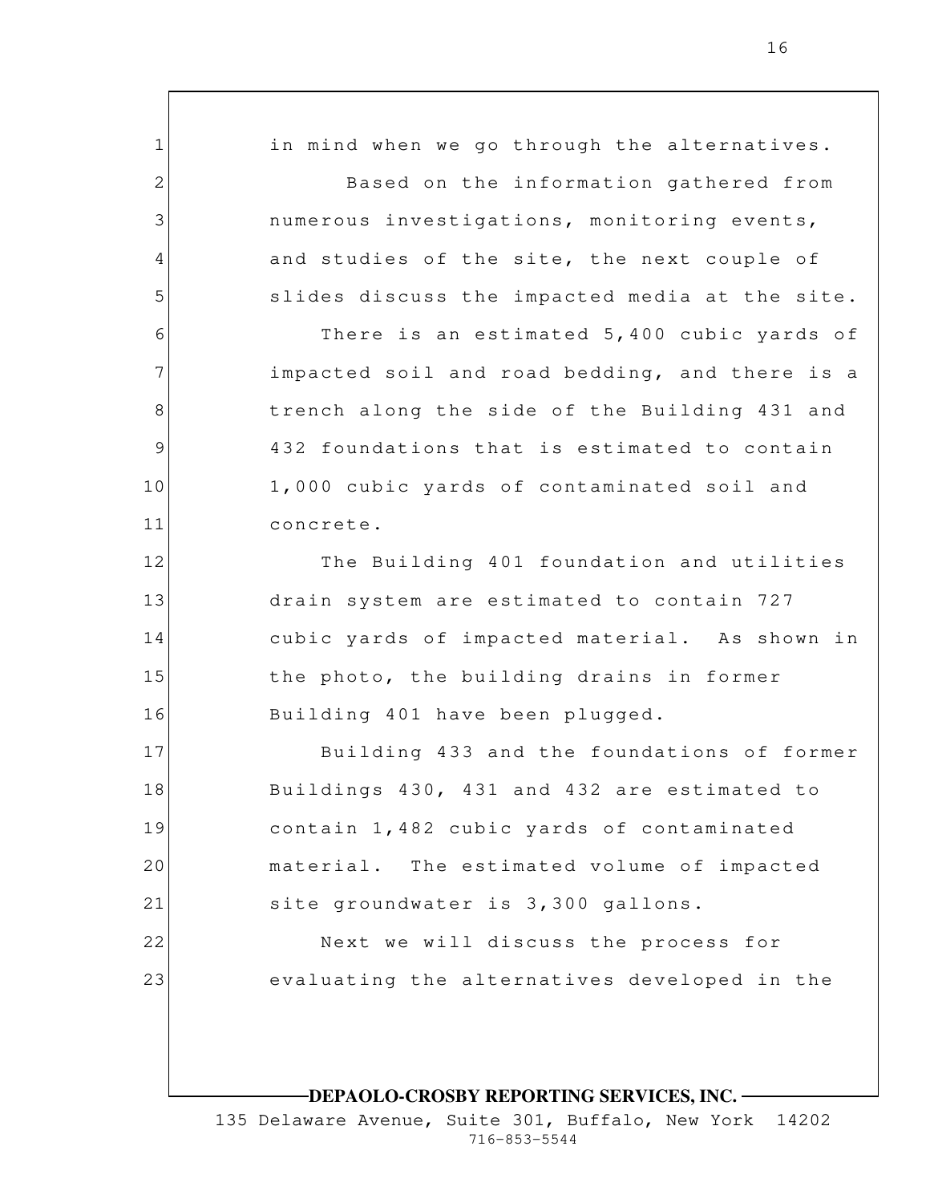in mind when we go through the alternatives.

Based on the information gathered from numerous investigations, monitoring events, and studies of the site, the next couple of slides discuss the impacted media at the site.

There is an estimated 5,400 cubic yards of impacted soil and road bedding, and there is a trench along the side of the Building 431 and 432 foundations that is estimated to contain 1,000 cubic yards of contaminated soil and concrete.

The Building 401 foundation and utilities drain system are estimated to contain 727 cubic yards of impacted material. As shown in the photo, the building drains in former Building 401 have been plugged.

Building 433 and the foundations of former Buildings 430, 431 and 432 are estimated to contain 1,482 cubic yards of contaminated material. The estimated volume of impacted site groundwater is 3,300 gallons.

Next we will discuss the process for evaluating the alternatives developed in the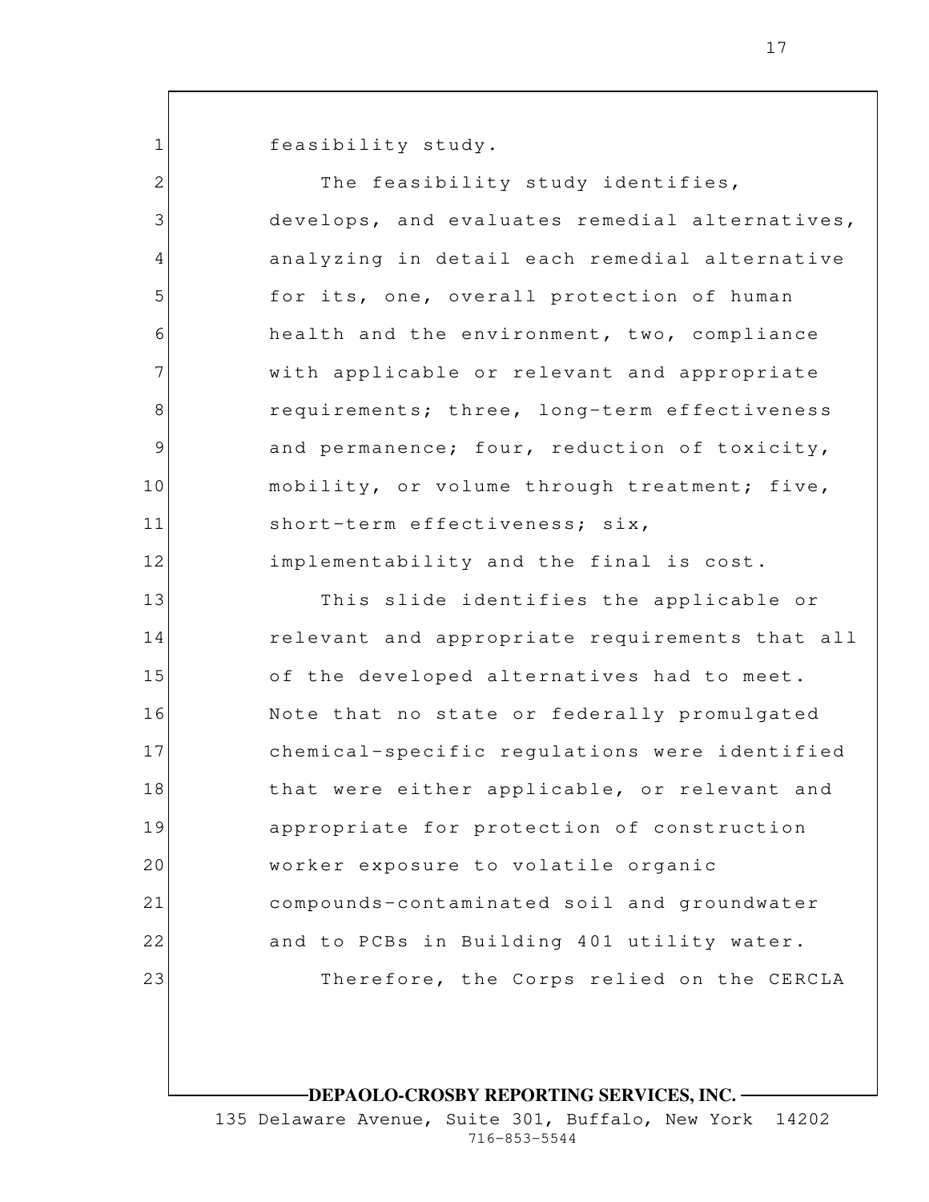feasibility study.

The feasibility study identifies, develops, and evaluates remedial alternatives, analyzing in detail each remedial alternative for its, one, overall protection of human health and the environment, two, compliance with applicable or relevant and appropriate requirements; three, long-term effectiveness and permanence; four, reduction of toxicity, mobility, or volume through treatment; five, short-term effectiveness; six, implementability and the final is cost.

This slide identifies the applicable or relevant and appropriate requirements that all of the developed alternatives had to meet. Note that no state or federally promulgated chemical-specific regulations were identified that were either applicable, or relevant and appropriate for protection of construction worker exposure to volatile organic compounds-contaminated soil and groundwater and to PCBs in Building 401 utility water.

Therefore, the Corps relied on the CERCLA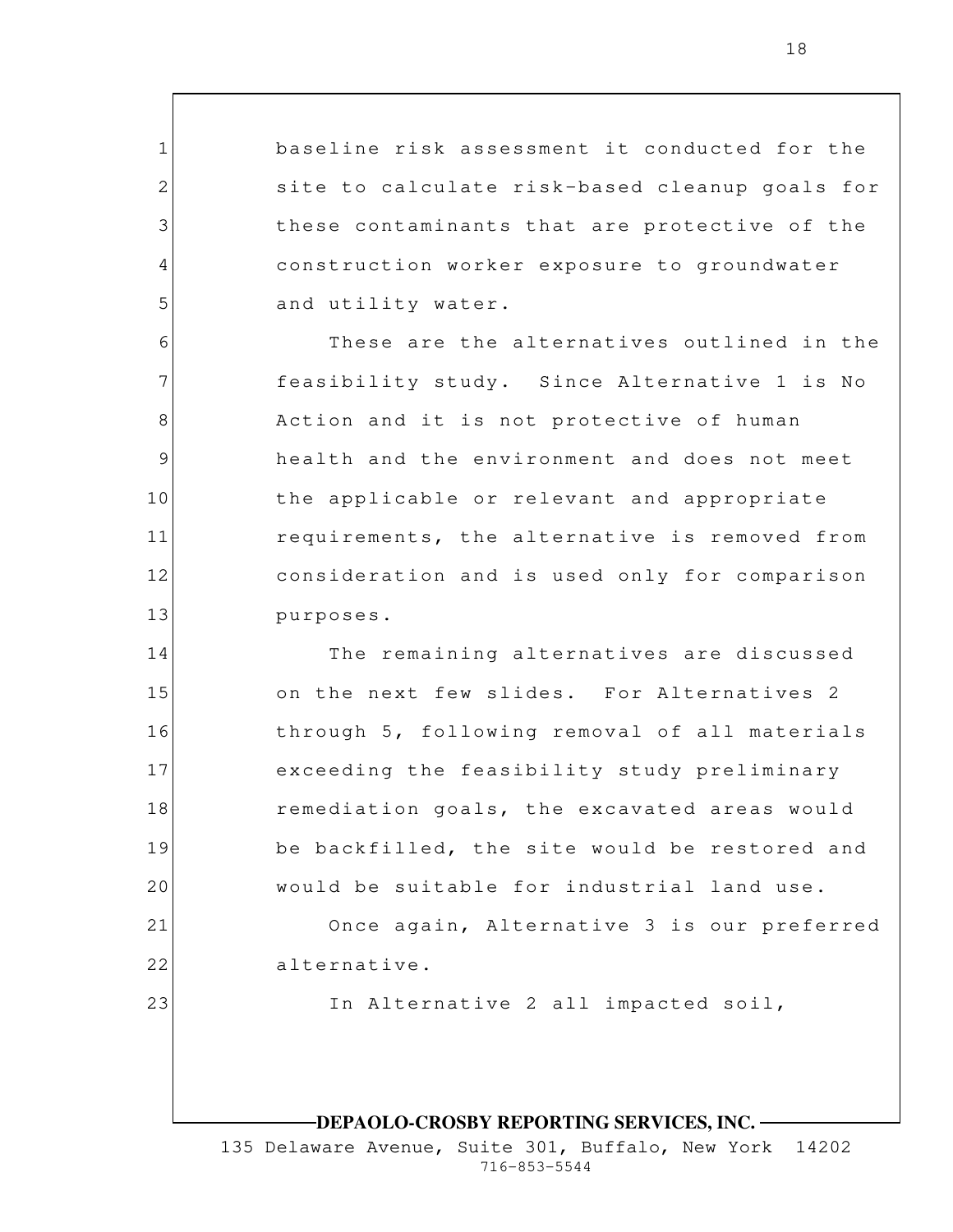baseline risk assessment it conducted for the site to calculate risk-based cleanup goals for these contaminants that are protective of the construction worker exposure to groundwater and utility water.

These are the alternatives outlined in the feasibility study. Since Alternative 1 is No Action and it is not protective of human health and the environment and does not meet the applicable or relevant and appropriate requirements, the alternative is removed from consideration and is used only for comparison purposes.

The remaining alternatives are discussed on the next few slides. For Alternatives 2 through 5, following removal of all materials exceeding the feasibility study preliminary remediation goals, the excavated areas would be backfilled, the site would be restored and would be suitable for industrial land use.

Once again, Alternative 3 is our preferred alternative.

In Alternative 2 all impacted soil,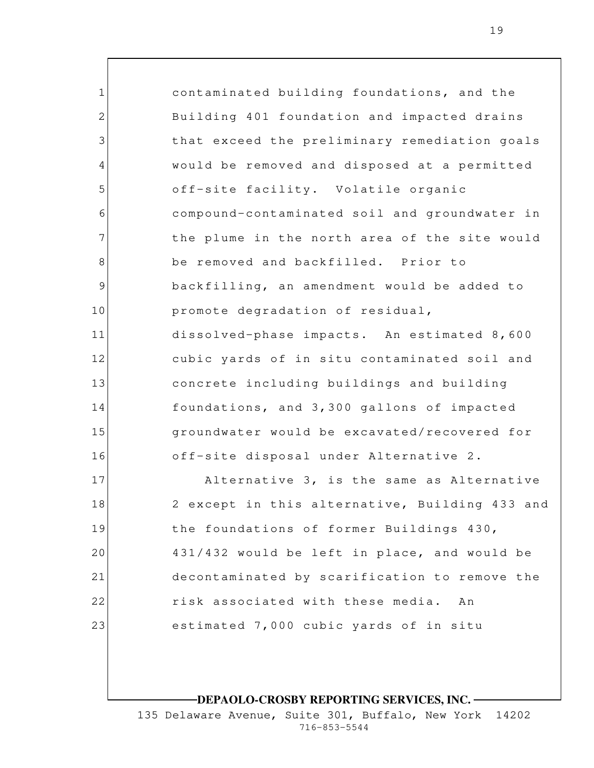contaminated building foundations, and the Building 401 foundation and impacted drains that exceed the preliminary remediation goals would be removed and disposed at a permitted off-site facility. Volatile organic compound-contaminated soil and groundwater in the plume in the north area of the site would be removed and backfilled. Prior to backfilling, an amendment would be added to promote degradation of residual, dissolved-phase impacts. An estimated 8,600 cubic yards of in situ contaminated soil and concrete including buildings and building foundations, and 3,300 gallons of impacted groundwater would be excavated/recovered for off-site disposal under Alternative 2.

Alternative 3, is the same as Alternative 2 except in this alternative, Building 433 and the foundations of former Buildings 430, 431/432 would be left in place, and would be decontaminated by scarification to remove the risk associated with these media. An estimated 7,000 cubic yards of in situ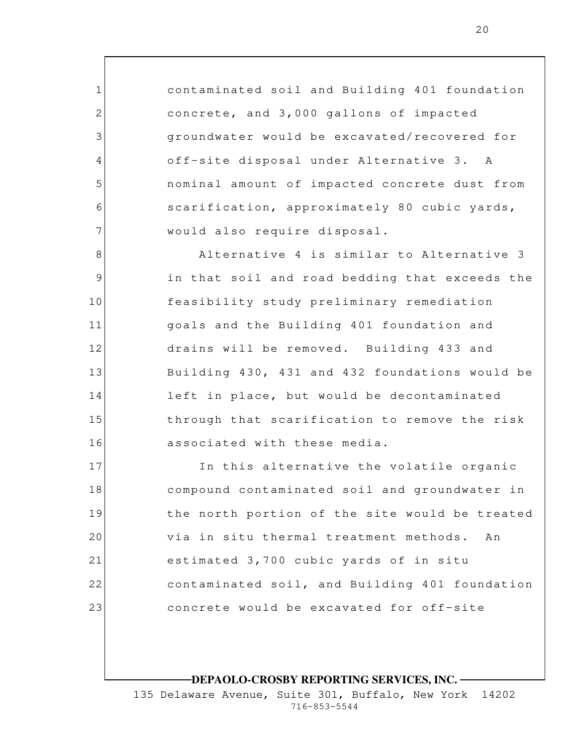contaminated soil and Building 401 foundation concrete, and 3,000 gallons of impacted groundwater would be excavated/recovered for off-site disposal under Alternative 3. A nominal amount of impacted concrete dust from scarification, approximately 80 cubic yards, would also require disposal.

Alternative 4 is similar to Alternative 3 in that soil and road bedding that exceeds the feasibility study preliminary remediation goals and the Building 401 foundation and drains will be removed. Building 433 and Building 430, 431 and 432 foundations would be left in place, but would be decontaminated through that scarification to remove the risk associated with these media.

In this alternative the volatile organic compound contaminated soil and groundwater in the north portion of the site would be treated via in situ thermal treatment methods. An estimated 3,700 cubic yards of in situ contaminated soil, and Building 401 foundation concrete would be excavated for off-site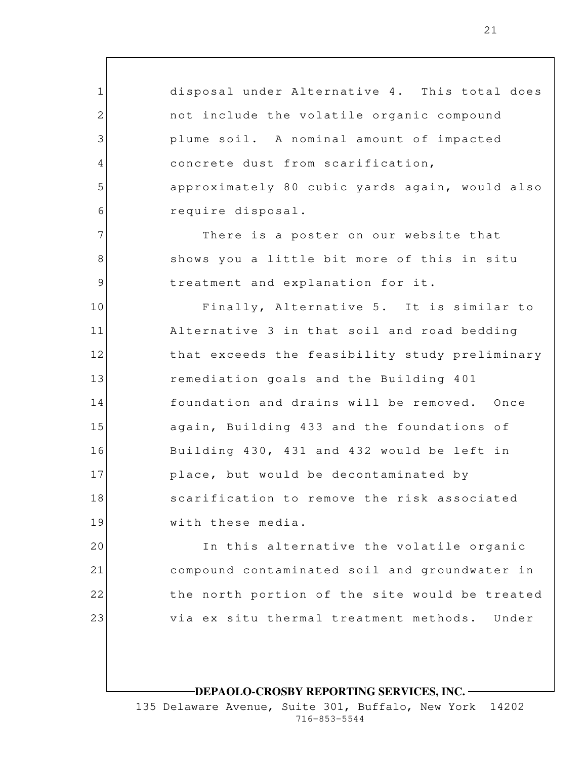disposal under Alternative 4. This total does not include the volatile organic compound plume soil. A nominal amount of impacted concrete dust from scarification, approximately 80 cubic yards again, would also require disposal.

There is a poster on our website that shows you a little bit more of this in situ treatment and explanation for it.

Finally, Alternative 5. It is similar to Alternative 3 in that soil and road bedding that exceeds the feasibility study preliminary remediation goals and the Building 401 foundation and drains will be removed. Once again, Building 433 and the foundations of Building 430, 431 and 432 would be left in place, but would be decontaminated by scarification to remove the risk associated with these media.

In this alternative the volatile organic compound contaminated soil and groundwater in the north portion of the site would be treated via ex situ thermal treatment methods. Under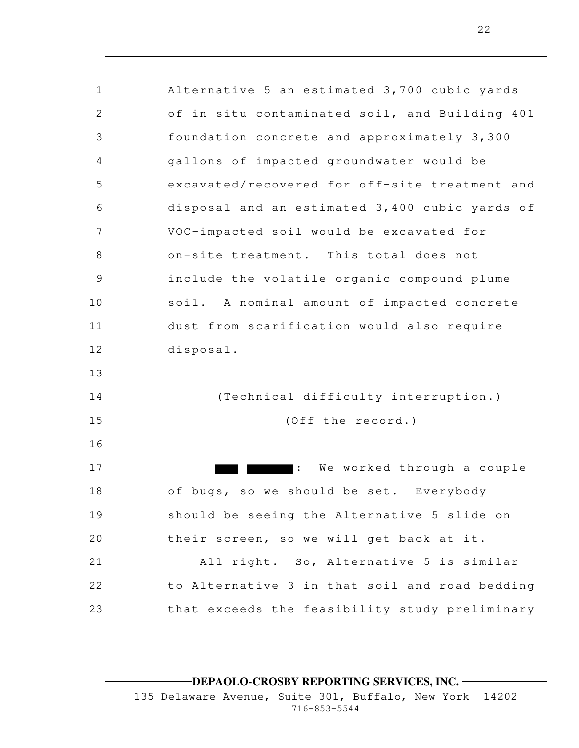Alternative 5 an estimated 3,700 cubic yards of in situ contaminated soil, and Building 401 foundation concrete and approximately 3,300 gallons of impacted groundwater would be excavated/recovered for off-site treatment and disposal and an estimated 3,400 cubic yards of VOC-impacted soil would be excavated for on-site treatment. This total does not include the volatile organic compound plume soil. A nominal amount of impacted concrete dust from scarification would also require disposal.

(Technical difficulty interruption.)

(Off the record.)

█████ ████████: We worked through a couple of bugs, so we should be set. Everybody should be seeing the Alternative 5 slide on their screen, so we will get back at it.

All right. So, Alternative 5 is similar to Alternative 3 in that soil and road bedding that exceeds the feasibility study preliminary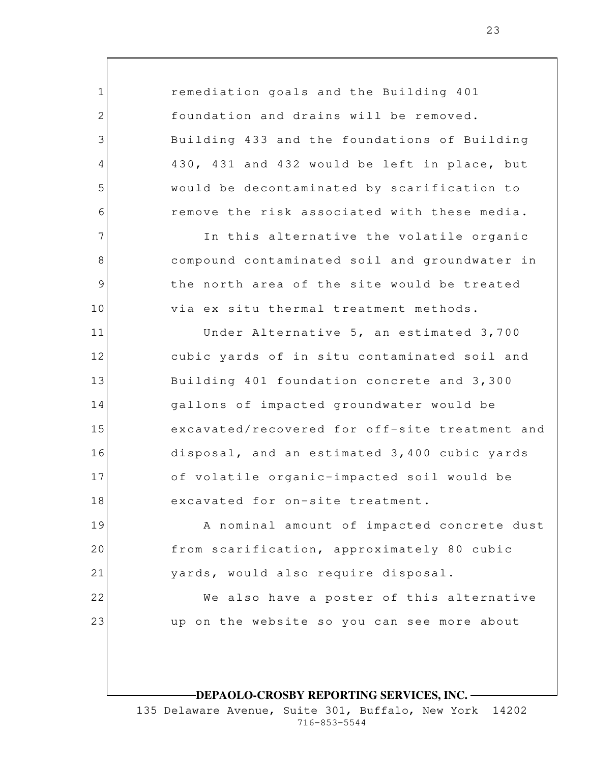remediation goals and the Building 401 foundation and drains will be removed. Building 433 and the foundations of Building 430, 431 and 432 would be left in place, but would be decontaminated by scarification to remove the risk associated with these media.

In this alternative the volatile organic compound contaminated soil and groundwater in the north area of the site would be treated via ex situ thermal treatment methods.

Under Alternative 5, an estimated 3,700 cubic yards of in situ contaminated soil and Building 401 foundation concrete and 3,300 gallons of impacted groundwater would be excavated/recovered for off-site treatment and disposal, and an estimated 3,400 cubic yards of volatile organic-impacted soil would be excavated for on-site treatment.

A nominal amount of impacted concrete dust from scarification, approximately 80 cubic yards, would also require disposal.

We also have a poster of this alternative up on the website so you can see more about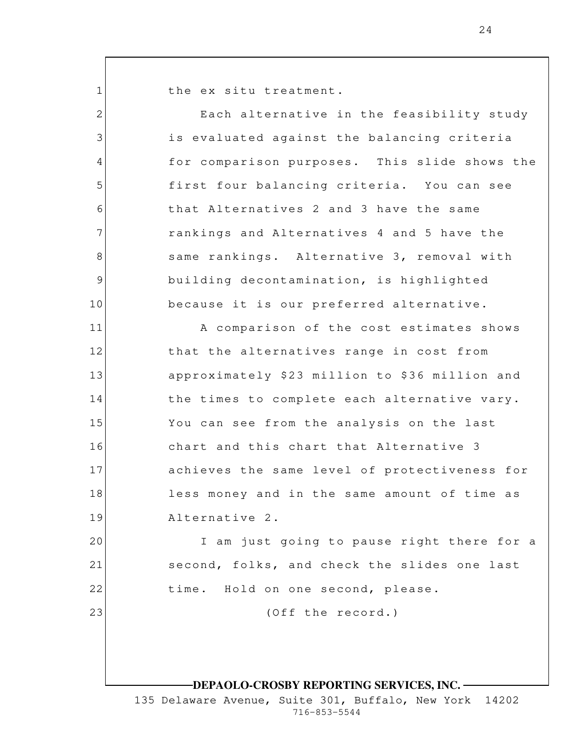the ex situ treatment.

Each alternative in the feasibility study is evaluated against the balancing criteria for comparison purposes. This slide shows the first four balancing criteria. You can see that Alternatives 2 and 3 have the same rankings and Alternatives 4 and 5 have the same rankings. Alternative 3, removal with building decontamination, is highlighted because it is our preferred alternative.

A comparison of the cost estimates shows that the alternatives range in cost from approximately $23 million to $36 million and the times to complete each alternative vary. You can see from the analysis on the last chart and this chart that Alternative 3 achieves the same level of protectiveness for less money and in the same amount of time as Alternative 2.

I am just going to pause right there for a second, folks, and check the slides one last time. Hold on one second, please.

(Off the record.)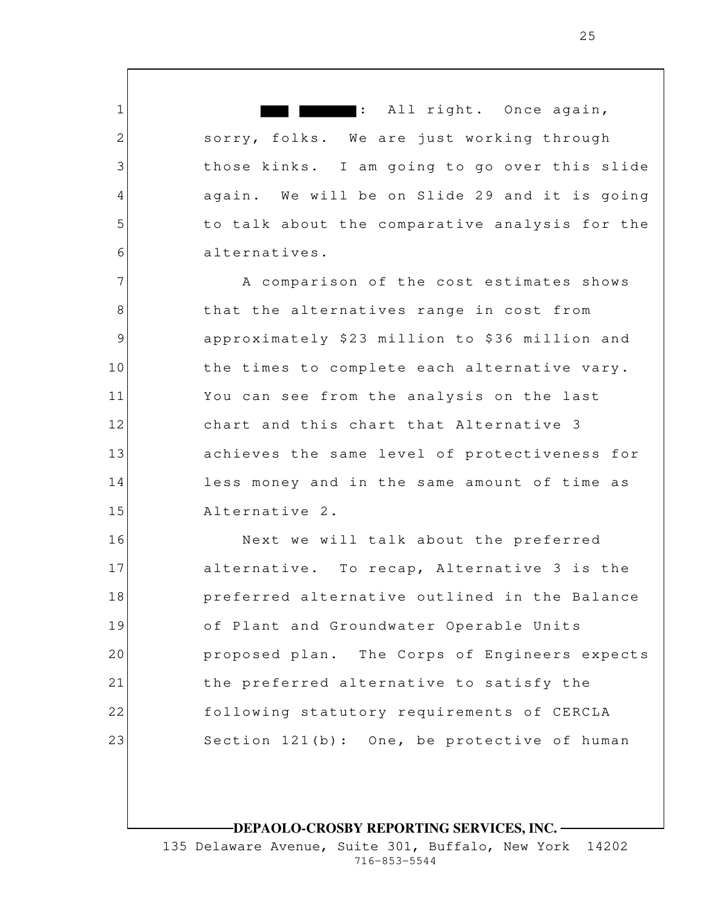█████ ██████: All right. Once again, sorry, folks. We are just working through those kinks. I am going to go over this slide again. We will be on Slide 29 and it is going to talk about the comparative analysis for the alternatives.

A comparison of the cost estimates shows that the alternatives range in cost from approximately $23 million to $36 million and the times to complete each alternative vary. You can see from the analysis on the last chart and this chart that Alternative 3 achieves the same level of protectiveness for less money and in the same amount of time as Alternative 2.

Next we will talk about the preferred alternative. To recap, Alternative 3 is the preferred alternative outlined in the Balance of Plant and Groundwater Operable Units proposed plan. The Corps of Engineers expects the preferred alternative to satisfy the following statutory requirements of CERCLA Section 121(b): One, be protective of human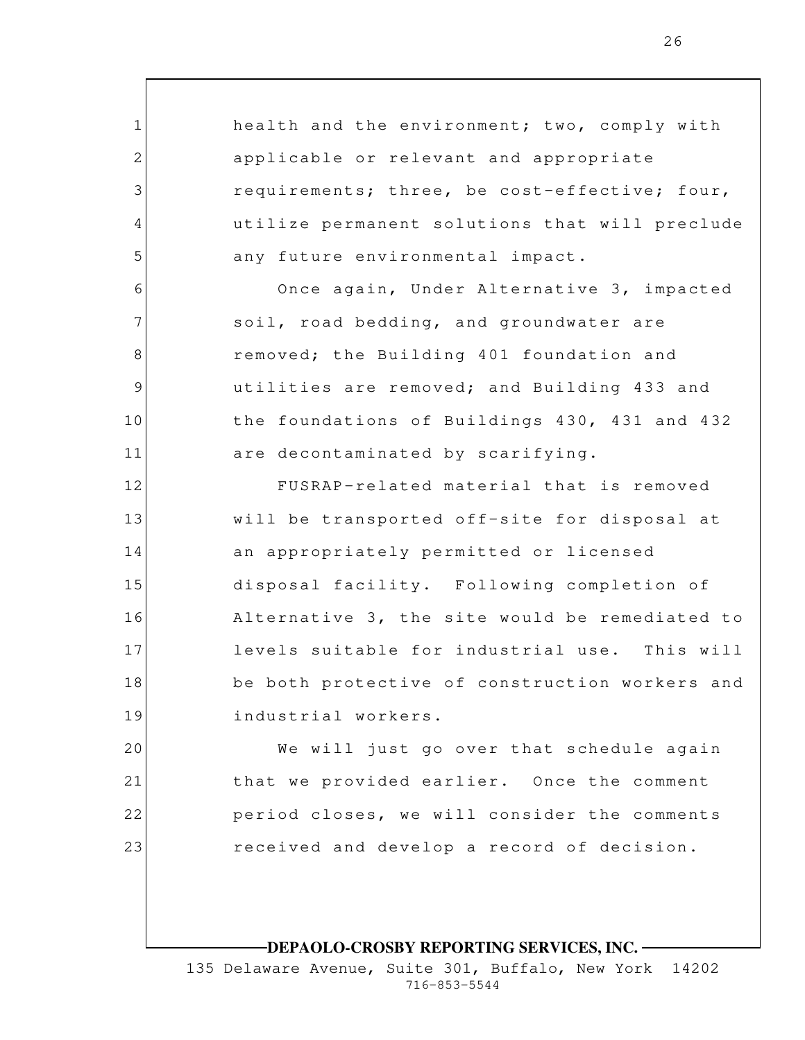health and the environment; two, comply with applicable or relevant and appropriate requirements; three, be cost-effective; four, utilize permanent solutions that will preclude any future environmental impact.

Once again, Under Alternative 3, impacted soil, road bedding, and groundwater are removed; the Building 401 foundation and utilities are removed; and Building 433 and the foundations of Buildings 430, 431 and 432 are decontaminated by scarifying.

FUSRAP-related material that is removed will be transported off-site for disposal at an appropriately permitted or licensed disposal facility. Following completion of Alternative 3, the site would be remediated to levels suitable for industrial use. This will be both protective of construction workers and industrial workers.

We will just go over that schedule again that we provided earlier. Once the comment period closes, we will consider the comments received and develop a record of decision.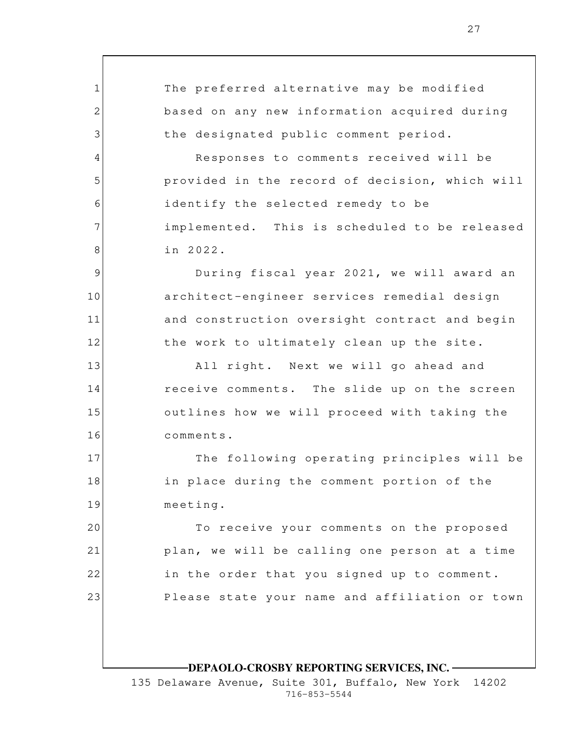The preferred alternative may be modified based on any new information acquired during the designated public comment period.

Responses to comments received will be provided in the record of decision, which will identify the selected remedy to be implemented. This is scheduled to be released in 2022.

During fiscal year 2021, we will award an architect-engineer services remedial design and construction oversight contract and begin the work to ultimately clean up the site.

All right. Next we will go ahead and receive comments. The slide up on the screen outlines how we will proceed with taking the comments.

The following operating principles will be in place during the comment portion of the meeting.

To receive your comments on the proposed plan, we will be calling one person at a time in the order that you signed up to comment. Please state your name and affiliation or town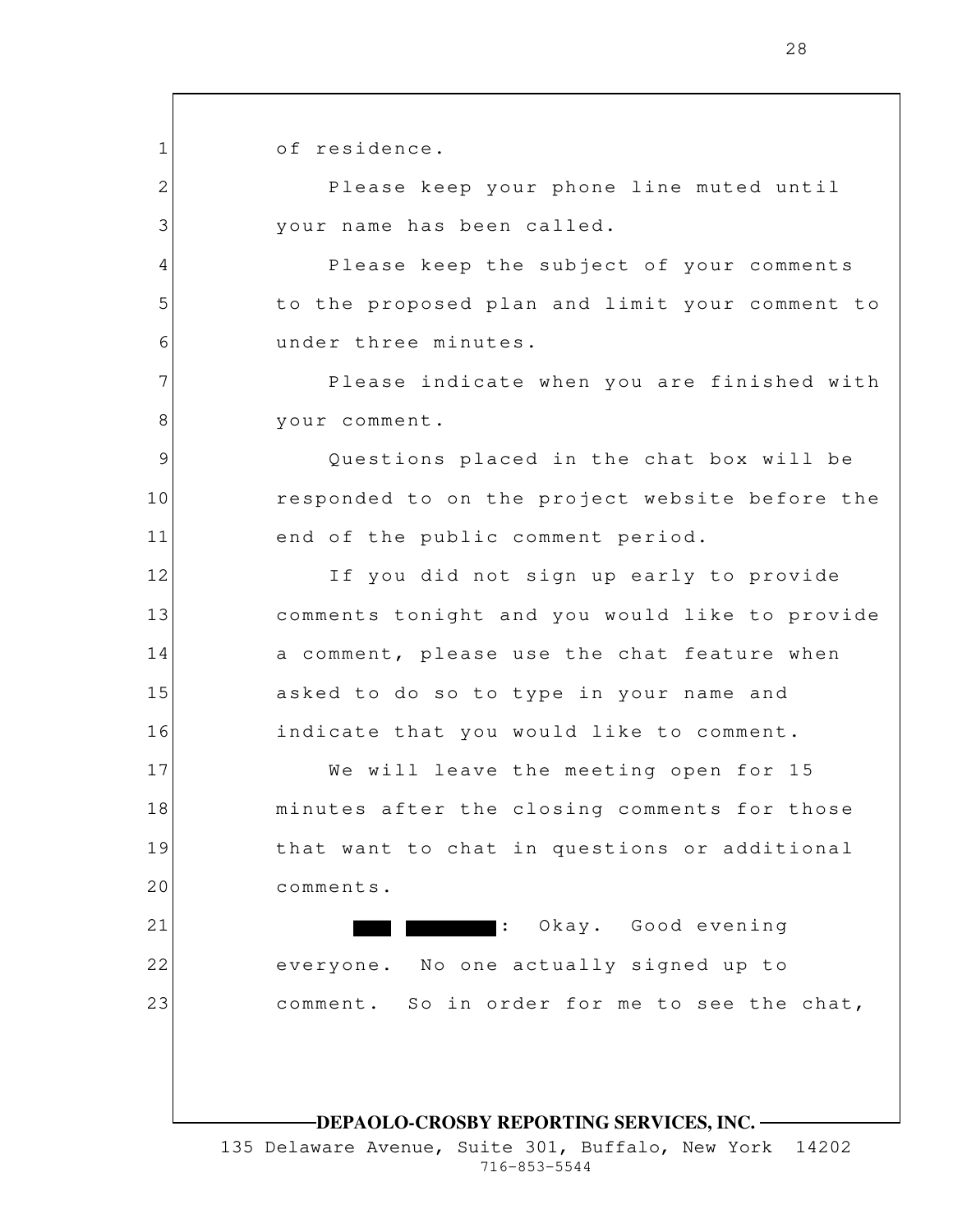of residence.

Please keep your phone line muted until your name has been called.

Please keep the subject of your comments to the proposed plan and limit your comment to under three minutes.

Please indicate when you are finished with your comment.

Questions placed in the chat box will be responded to on the project website before the end of the public comment period.

If you did not sign up early to provide comments tonight and you would like to provide a comment, please use the chat feature when asked to do so to type in your name and indicate that you would like to comment.

We will leave the meeting open for 15 minutes after the closing comments for those that want to chat in questions or additional comments.

█████ ███████: Okay. Good evening everyone. No one actually signed up to comment. So in order for me to see the chat,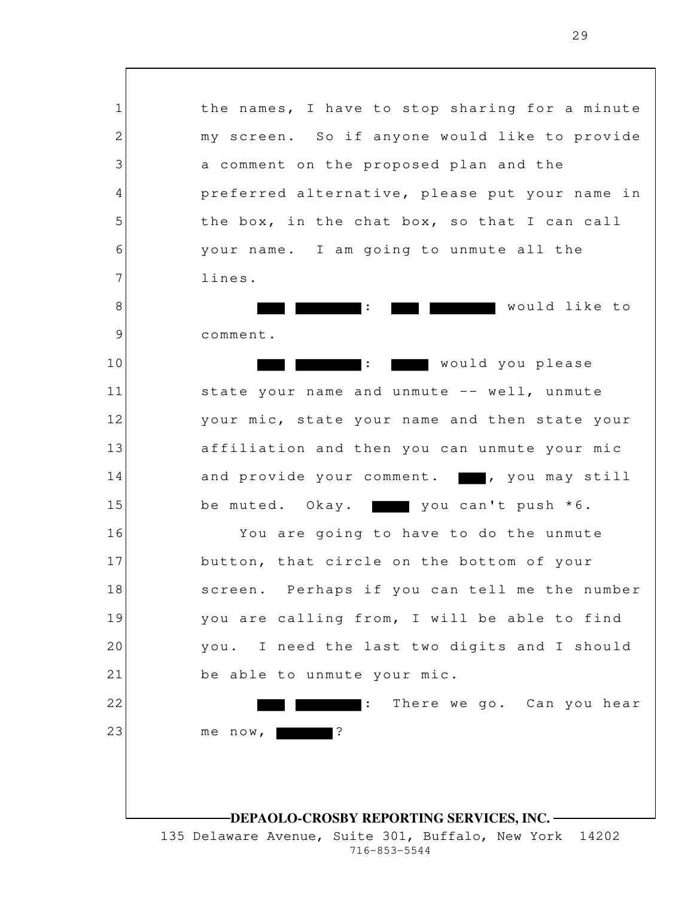the names, I have to stop sharing for a minute my screen. So if anyone would like to provide a comment on the proposed plan and the preferred alternative, please put your name in the box, in the chat box, so that I can call your name. I am going to unmute all the lines.

█████ ██████: █████ ██████ would like to comment.

█████ ██████: █████ would you please state your name and unmute -- well, unmute your mic, state your name and then state your affiliation and then you can unmute your mic and provide your comment. ████, you may still be muted. Okay. █████ you can't push *6.

You are going to have to do the unmute button, that circle on the bottom of your screen. Perhaps if you can tell me the number you are calling from, I will be able to find you. I need the last two digits and I should be able to unmute your mic.

█████ ██████: There we go. Can you hear me now, ██████?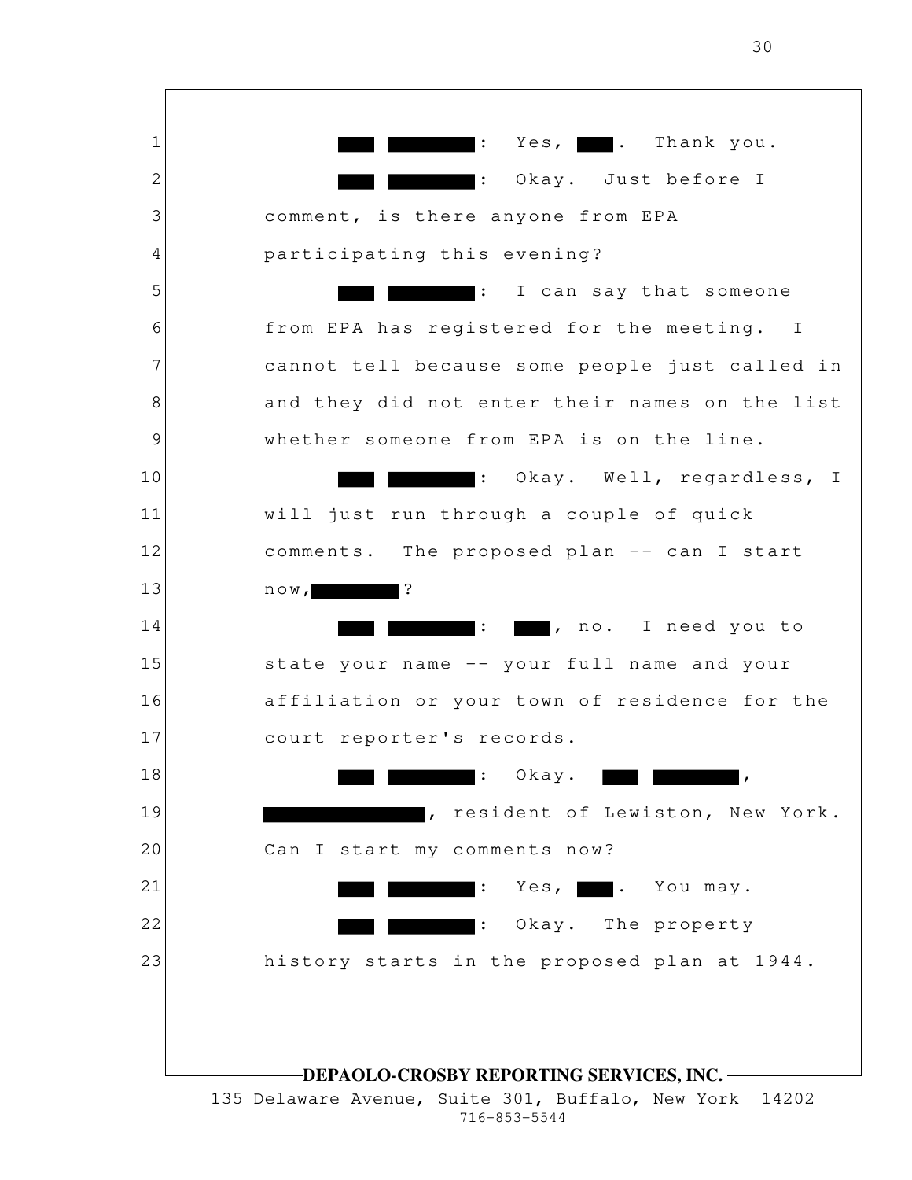1 ███ ██████: Yes, ███. Thank you.

2 ███ ██████: Okay. Just before I

3 comment, is there anyone from EPA

4 participating this evening?

5 ███ ██████: I can say that someone

6 from EPA has registered for the meeting. I

7 cannot tell because some people just called in

8 and they did not enter their names on the list

9 whether someone from EPA is on the line.

10 ███ ██████: Okay. Well, regardless, I

11 will just run through a couple of quick

12 comments. The proposed plan -- can I start

13 now, ██████?

14 ███ ██████: ███, no. I need you to

15 state your name -- your full name and your

16 affiliation or your town of residence for the

17 court reporter's records.

18 ███ ██████: Okay. ███ ██████,

19 ███████████, resident of Lewiston, New York.

20 Can I start my comments now?

21 ███ ██████: Yes, ███. You may.

22 ███ ██████: Okay. The property

23 history starts in the proposed plan at 1944.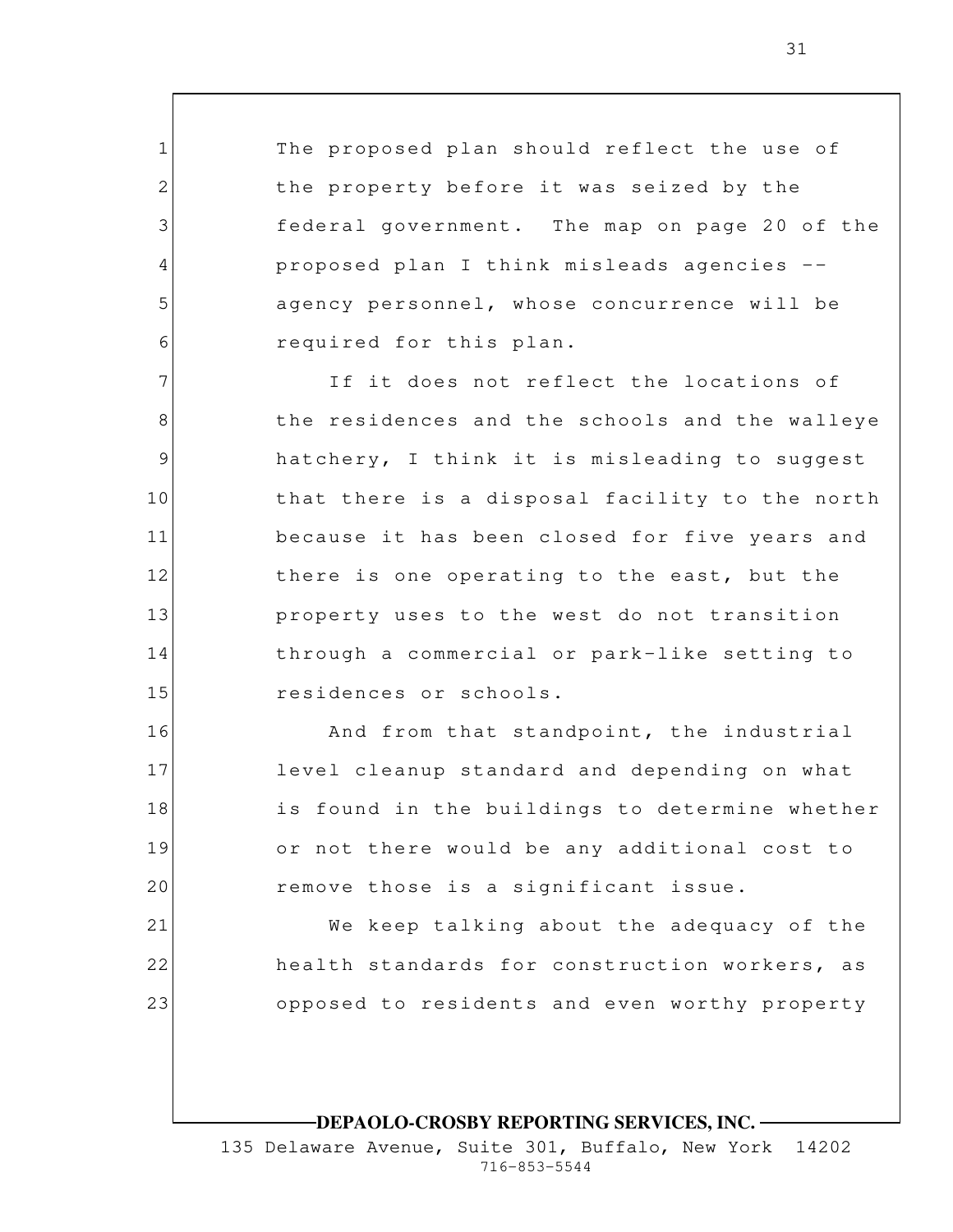The proposed plan should reflect the use of the property before it was seized by the federal government. The map on page 20 of the proposed plan I think misleads agencies -- agency personnel, whose concurrence will be required for this plan.

If it does not reflect the locations of the residences and the schools and the walleye hatchery, I think it is misleading to suggest that there is a disposal facility to the north because it has been closed for five years and there is one operating to the east, but the property uses to the west do not transition through a commercial or park-like setting to residences or schools.

And from that standpoint, the industrial level cleanup standard and depending on what is found in the buildings to determine whether or not there would be any additional cost to remove those is a significant issue.

We keep talking about the adequacy of the health standards for construction workers, as opposed to residents and even worthy property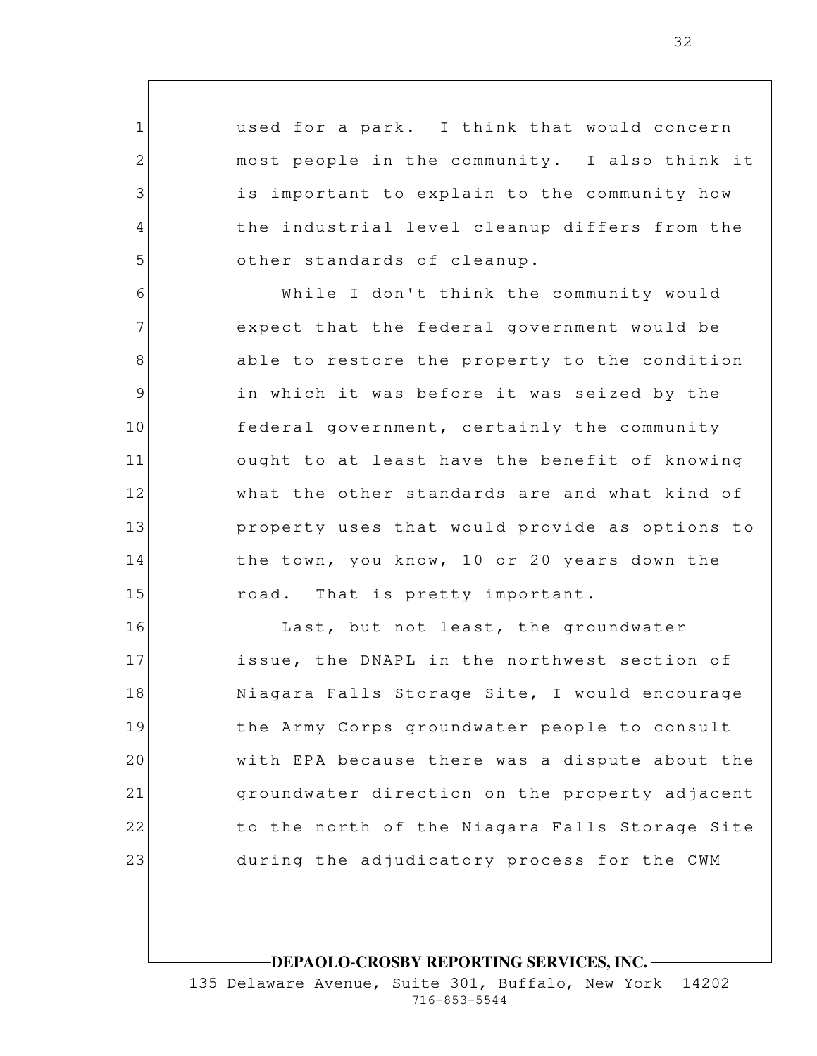used for a park. I think that would concern most people in the community. I also think it is important to explain to the community how the industrial level cleanup differs from the other standards of cleanup.

While I don't think the community would expect that the federal government would be able to restore the property to the condition in which it was before it was seized by the federal government, certainly the community ought to at least have the benefit of knowing what the other standards are and what kind of property uses that would provide as options to the town, you know, 10 or 20 years down the road. That is pretty important.

Last, but not least, the groundwater issue, the DNAPL in the northwest section of Niagara Falls Storage Site, I would encourage the Army Corps groundwater people to consult with EPA because there was a dispute about the groundwater direction on the property adjacent to the north of the Niagara Falls Storage Site during the adjudicatory process for the CWM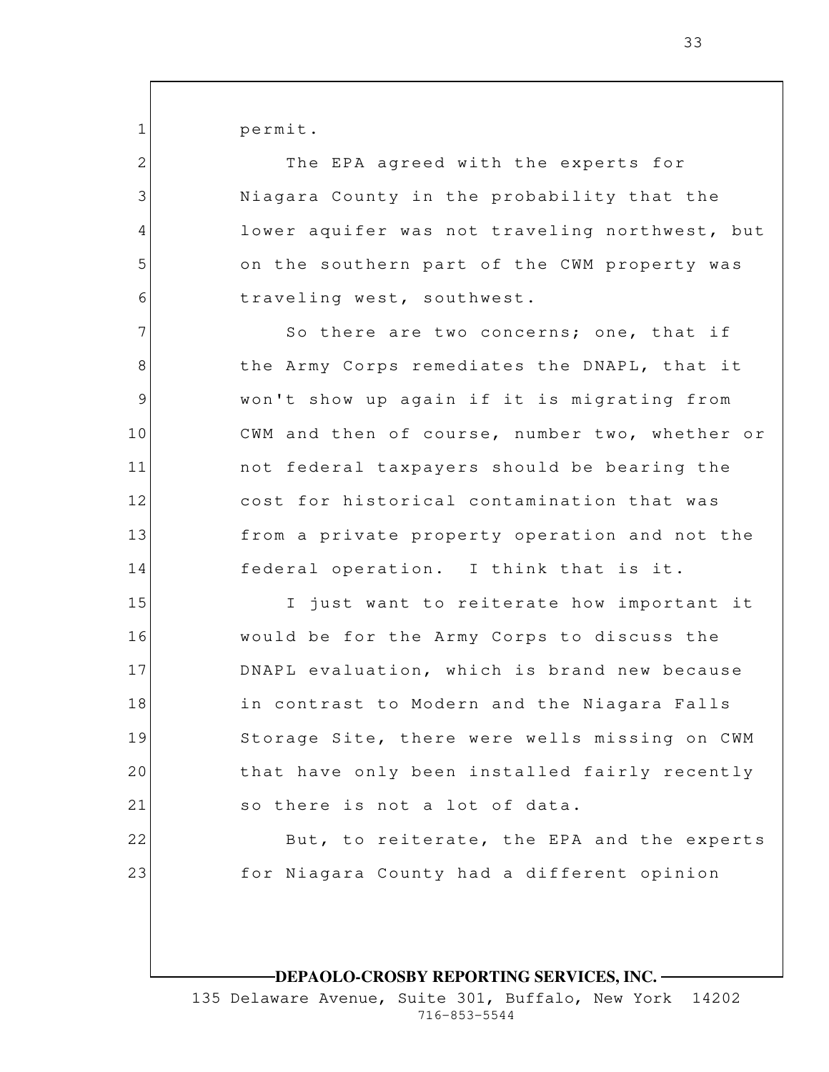permit.

The EPA agreed with the experts for Niagara County in the probability that the lower aquifer was not traveling northwest, but on the southern part of the CWM property was traveling west, southwest.

So there are two concerns; one, that if the Army Corps remediates the DNAPL, that it won't show up again if it is migrating from CWM and then of course, number two, whether or not federal taxpayers should be bearing the cost for historical contamination that was from a private property operation and not the federal operation. I think that is it.

I just want to reiterate how important it would be for the Army Corps to discuss the DNAPL evaluation, which is brand new because in contrast to Modern and the Niagara Falls Storage Site, there were wells missing on CWM that have only been installed fairly recently so there is not a lot of data.

But, to reiterate, the EPA and the experts for Niagara County had a different opinion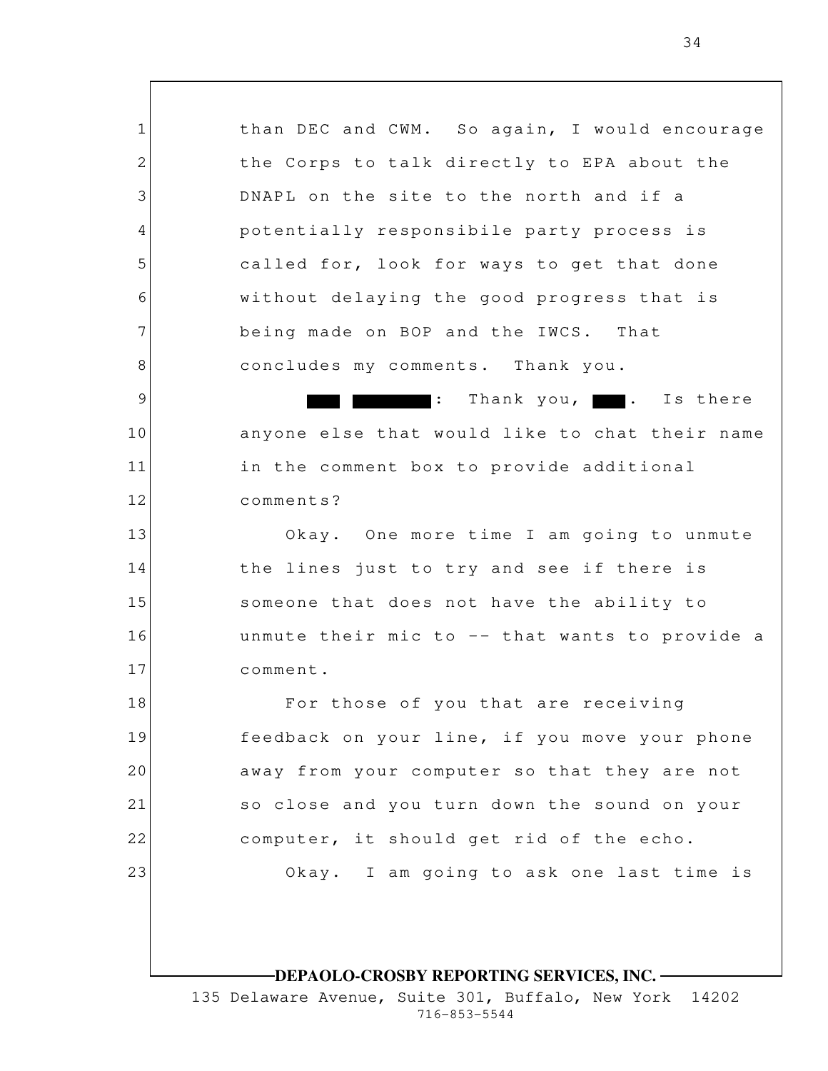than DEC and CWM. So again, I would encourage the Corps to talk directly to EPA about the DNAPL on the site to the north and if a potentially responsibile party process is called for, look for ways to get that done without delaying the good progress that is being made on BOP and the IWCS. That concludes my comments. Thank you.

█████ ██████: Thank you, ███. Is there anyone else that would like to chat their name in the comment box to provide additional comments?

Okay. One more time I am going to unmute the lines just to try and see if there is someone that does not have the ability to unmute their mic to -- that wants to provide a comment.

For those of you that are receiving feedback on your line, if you move your phone away from your computer so that they are not so close and you turn down the sound on your computer, it should get rid of the echo.

Okay. I am going to ask one last time is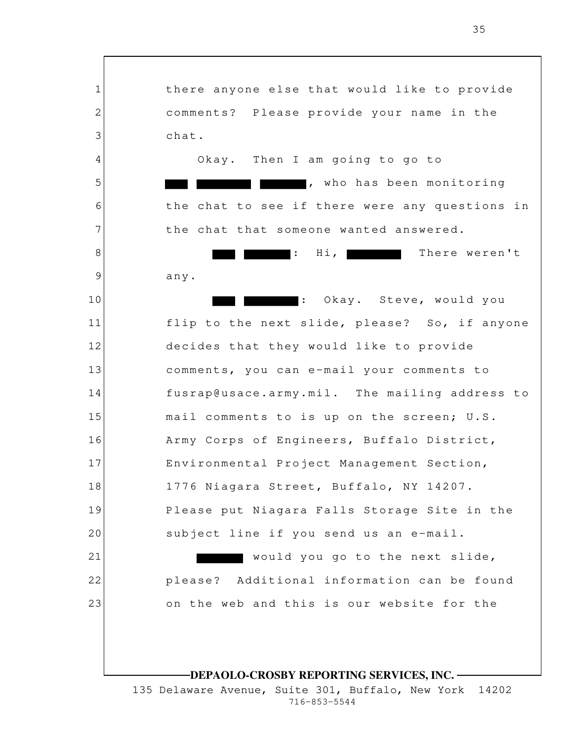there anyone else that would like to provide comments? Please provide your name in the chat.

Okay. Then I am going to go to ███ ████████ ███████, who has been monitoring the chat to see if there were any questions in the chat that someone wanted answered.

███ ███████: Hi, ████████ There weren't any.

███ ████████: Okay. Steve, would you flip to the next slide, please? So, if anyone decides that they would like to provide comments, you can e-mail your comments to fusrap@usace.army.mil. The mailing address to mail comments to is up on the screen; U.S. Army Corps of Engineers, Buffalo District, Environmental Project Management Section, 1776 Niagara Street, Buffalo, NY 14207. Please put Niagara Falls Storage Site in the subject line if you send us an e-mail.

███████ would you go to the next slide, please? Additional information can be found on the web and this is our website for the

**DEPAOLO-CROSBY REPORTING SERVICES, INC.**
135 Delaware Avenue, Suite 301, Buffalo, New York 14202
716-853-5544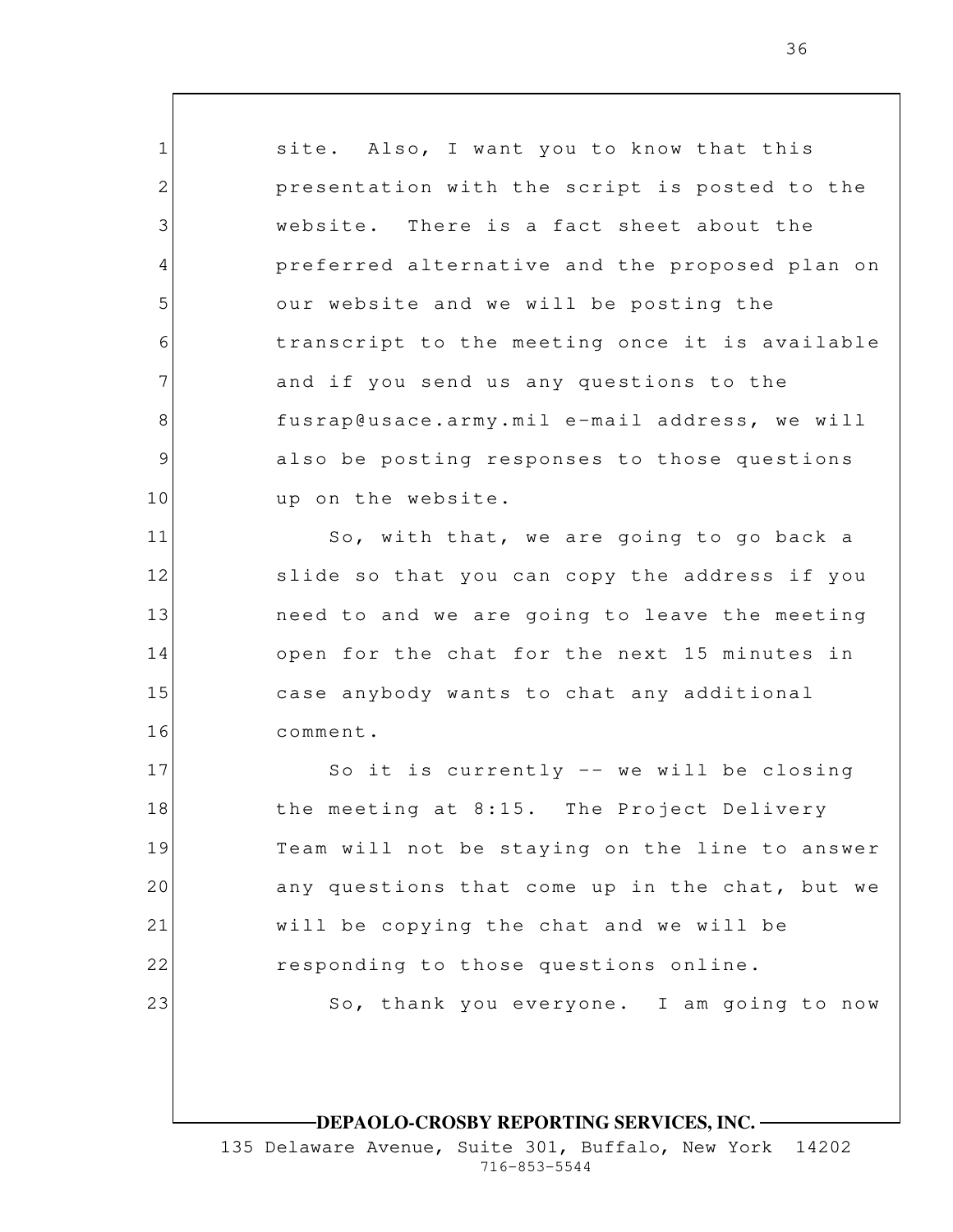site. Also, I want you to know that this presentation with the script is posted to the website. There is a fact sheet about the preferred alternative and the proposed plan on our website and we will be posting the transcript to the meeting once it is available and if you send us any questions to the fusrap@usace.army.mil e-mail address, we will also be posting responses to those questions up on the website.

So, with that, we are going to go back a slide so that you can copy the address if you need to and we are going to leave the meeting open for the chat for the next 15 minutes in case anybody wants to chat any additional comment.

So it is currently -- we will be closing the meeting at 8:15. The Project Delivery Team will not be staying on the line to answer any questions that come up in the chat, but we will be copying the chat and we will be responding to those questions online.

So, thank you everyone. I am going to now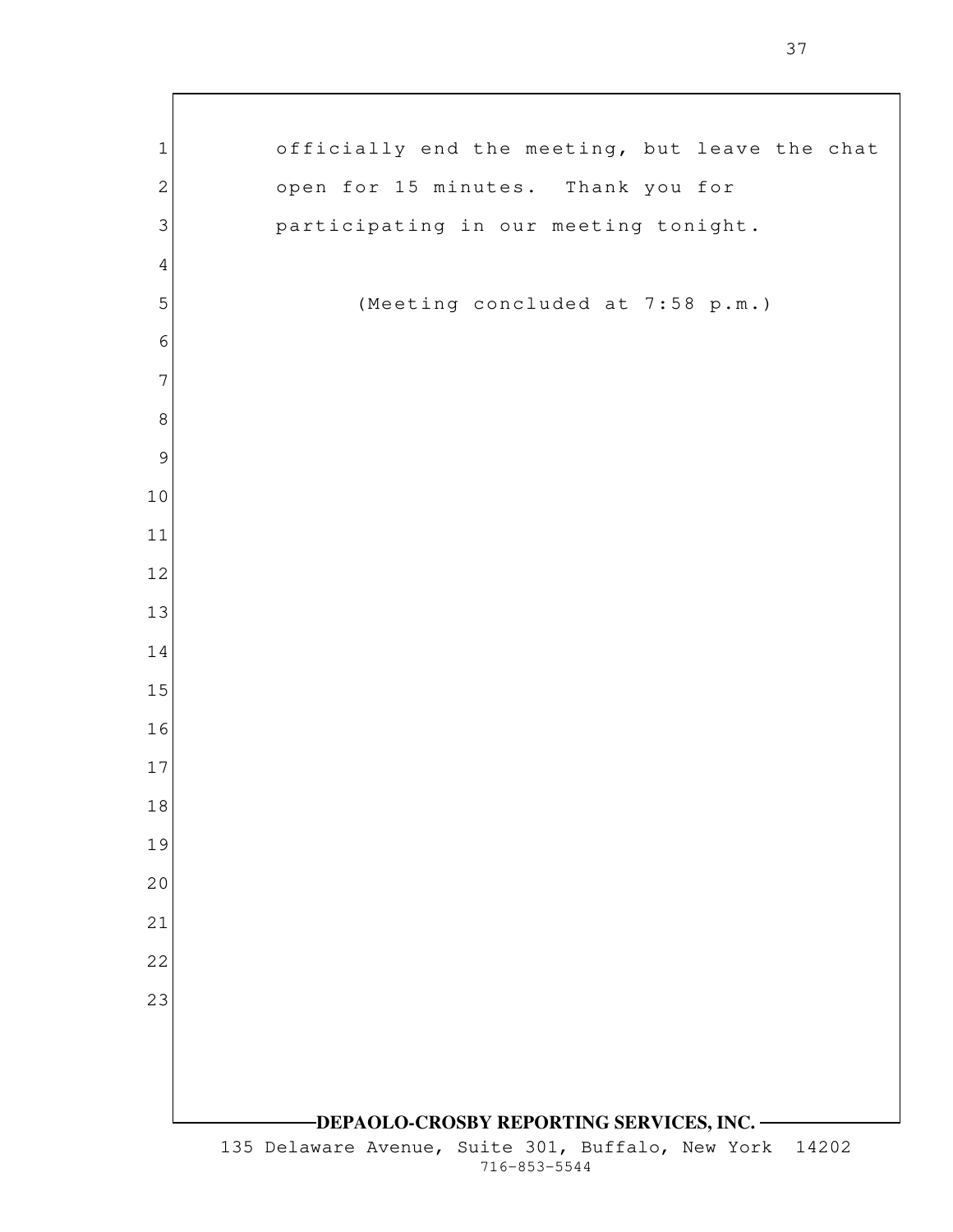officially end the meeting, but leave the chat open for 15 minutes. Thank you for participating in our meeting tonight.

(Meeting concluded at 7:58 p.m.)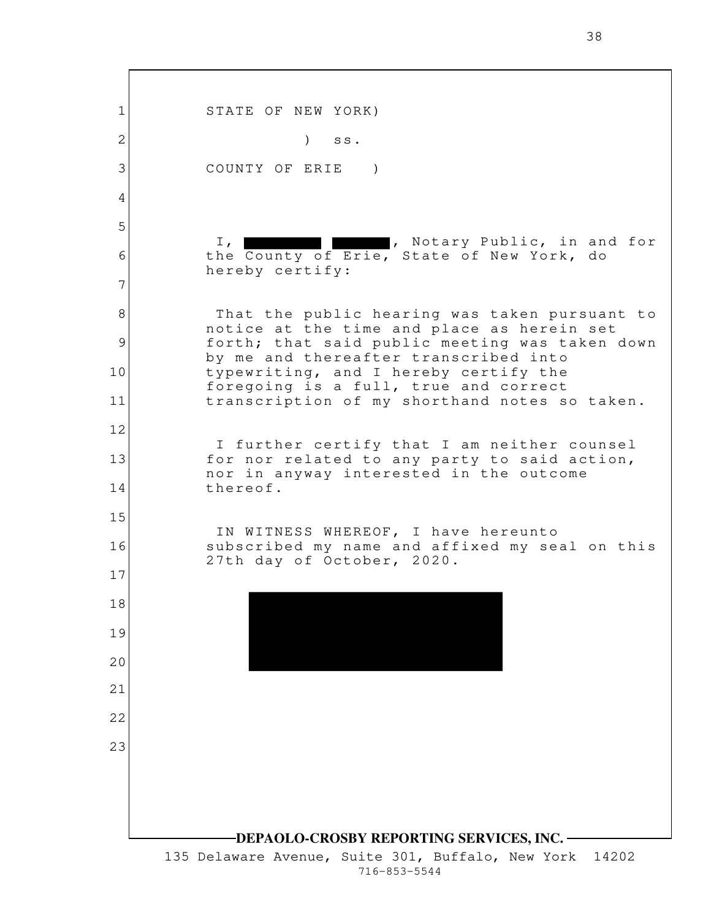STATE OF NEW YORK)

) ss.

COUNTY OF ERIE )

I, [REDACTED], Notary Public, in and for the County of Erie, State of New York, do hereby certify:

That the public hearing was taken pursuant to notice at the time and place as herein set forth; that said public meeting was taken down by me and thereafter transcribed into typewriting, and I hereby certify the foregoing is a full, true and correct transcription of my shorthand notes so taken.

I further certify that I am neither counsel for nor related to any party to said action, nor in anyway interested in the outcome thereof.

IN WITNESS WHEREOF, I have hereunto subscribed my name and affixed my seal on this 27th day of October, 2020.

[REDACTED]

**DEPAOLO-CROSBY REPORTING SERVICES, INC.**

135 Delaware Avenue, Suite 301, Buffalo, New York 14202

716-853-5544